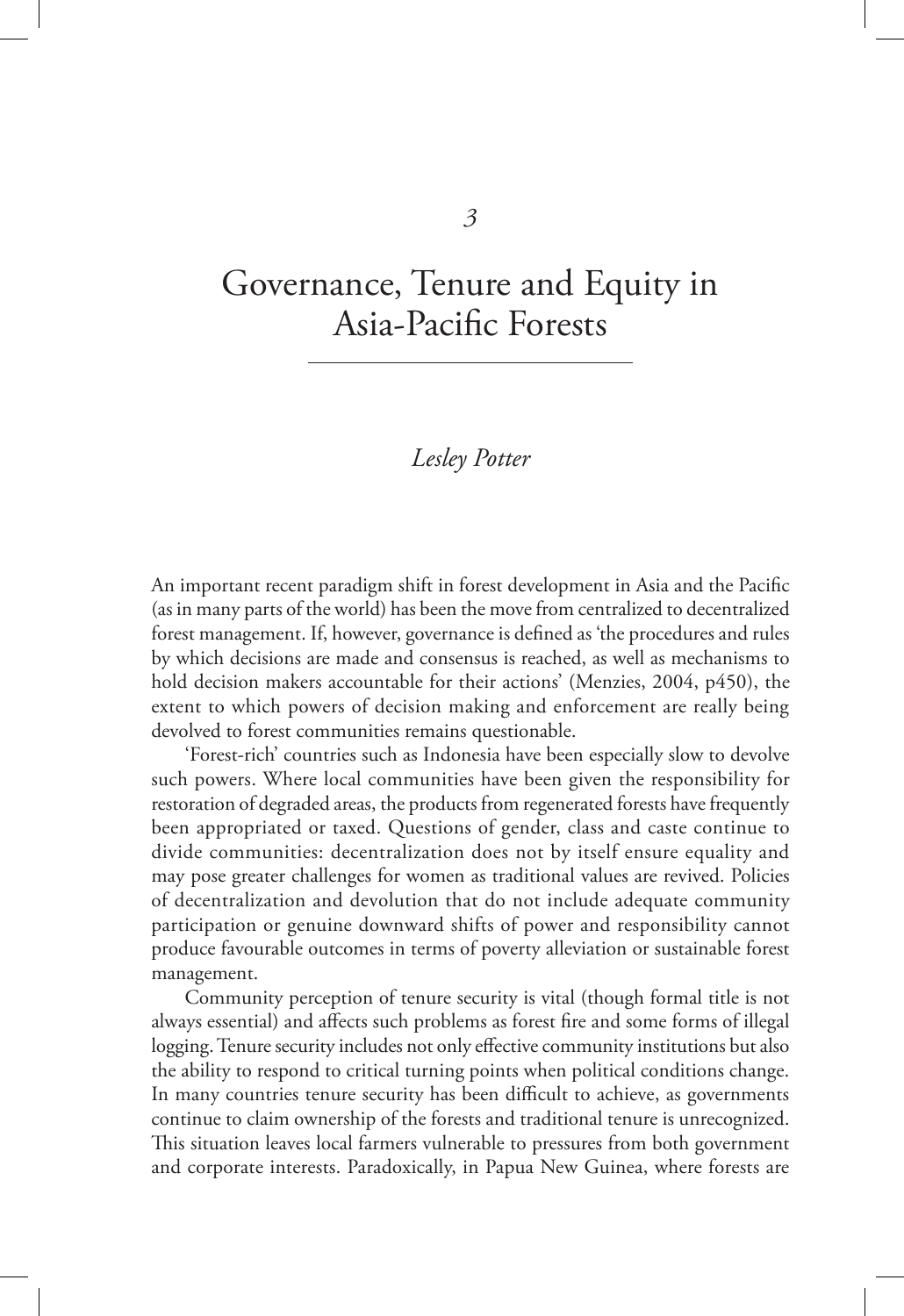*3*

# Governance, Tenure and Equity in Asia-Pacific Forests

*Lesley Potter*

An important recent paradigm shift in forest development in Asia and the Pacific (as in many parts of the world) has been the move from centralized to decentralized forest management. If, however, governance is defined as 'the procedures and rules by which decisions are made and consensus is reached, as well as mechanisms to hold decision makers accountable for their actions' (Menzies, 2004, p450), the extent to which powers of decision making and enforcement are really being devolved to forest communities remains questionable.

'Forest-rich' countries such as Indonesia have been especially slow to devolve such powers. Where local communities have been given the responsibility for restoration of degraded areas, the products from regenerated forests have frequently been appropriated or taxed. Questions of gender, class and caste continue to divide communities: decentralization does not by itself ensure equality and may pose greater challenges for women as traditional values are revived. Policies of decentralization and devolution that do not include adequate community participation or genuine downward shifts of power and responsibility cannot produce favourable outcomes in terms of poverty alleviation or sustainable forest management.

Community perception of tenure security is vital (though formal title is not always essential) and affects such problems as forest fire and some forms of illegal logging. Tenure security includes not only effective community institutions but also the ability to respond to critical turning points when political conditions change. In many countries tenure security has been difficult to achieve, as governments continue to claim ownership of the forests and traditional tenure is unrecognized. This situation leaves local farmers vulnerable to pressures from both government and corporate interests. Paradoxically, in Papua New Guinea, where forests are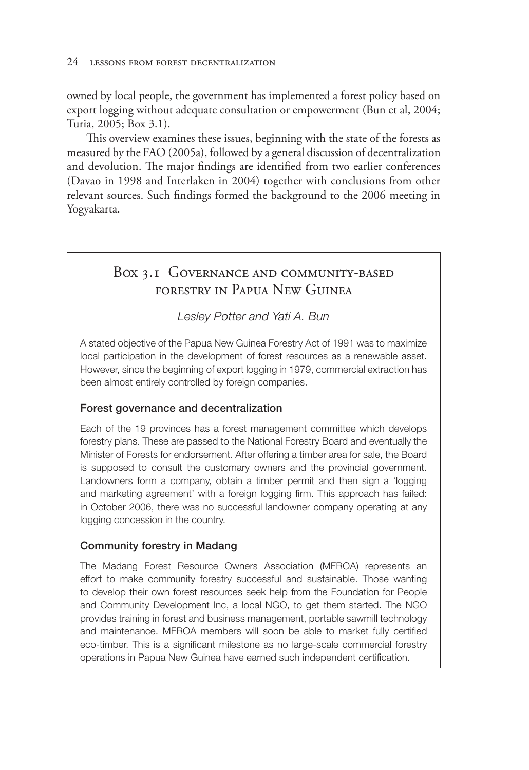owned by local people, the government has implemented a forest policy based on export logging without adequate consultation or empowerment (Bun et al, 2004; Turia, 2005; Box 3.1).

This overview examines these issues, beginning with the state of the forests as measured by the FAO (2005a), followed by a general discussion of decentralization and devolution. The major findings are identified from two earlier conferences (Davao in 1998 and Interlaken in 2004) together with conclusions from other relevant sources. Such findings formed the background to the 2006 meeting in Yogyakarta.

## Box 3.1 Governance and community-based forestry in Papua New Guinea

*Lesley Potter and Yati A. Bun*

A stated objective of the Papua New Guinea Forestry Act of 1991 was to maximize local participation in the development of forest resources as a renewable asset. However, since the beginning of export logging in 1979, commercial extraction has been almost entirely controlled by foreign companies.

### Forest governance and decentralization

Each of the 19 provinces has a forest management committee which develops forestry plans. These are passed to the National Forestry Board and eventually the Minister of Forests for endorsement. After offering a timber area for sale, the Board is supposed to consult the customary owners and the provincial government. Landowners form a company, obtain a timber permit and then sign a 'logging and marketing agreement' with a foreign logging firm. This approach has failed: in October 2006, there was no successful landowner company operating at any logging concession in the country.

### Community forestry in Madang

The Madang Forest Resource Owners Association (MFROA) represents an effort to make community forestry successful and sustainable. Those wanting to develop their own forest resources seek help from the Foundation for People and Community Development Inc, a local NGO, to get them started. The NGO provides training in forest and business management, portable sawmill technology and maintenance. MFROA members will soon be able to market fully certified eco-timber. This is a significant milestone as no large-scale commercial forestry operations in Papua New Guinea have earned such independent certification.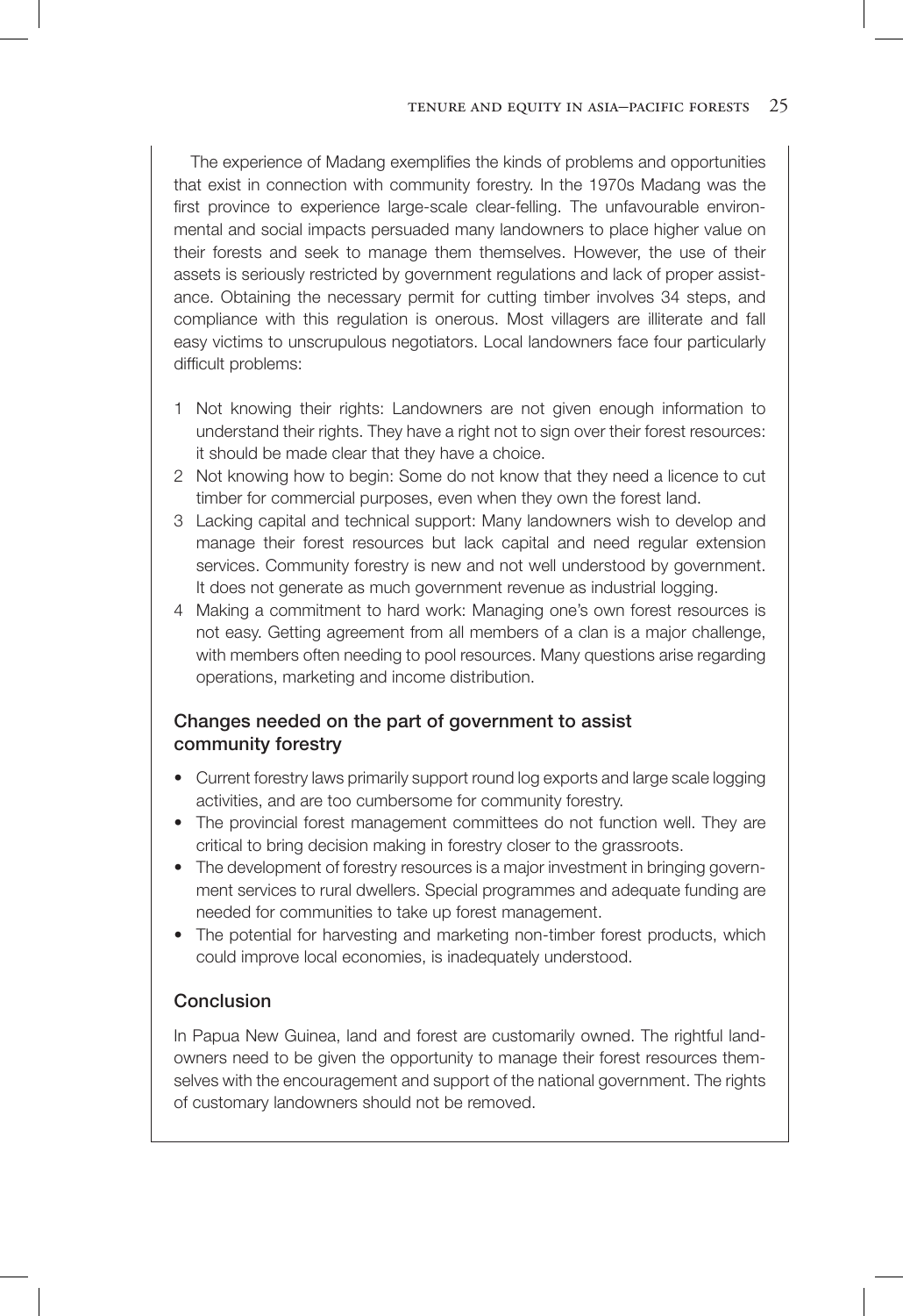The experience of Madang exemplifies the kinds of problems and opportunities that exist in connection with community forestry. In the 1970s Madang was the first province to experience large-scale clear-felling. The unfavourable environmental and social impacts persuaded many landowners to place higher value on their forests and seek to manage them themselves. However, the use of their assets is seriously restricted by government regulations and lack of proper assistance. Obtaining the necessary permit for cutting timber involves 34 steps, and compliance with this regulation is onerous. Most villagers are illiterate and fall easy victims to unscrupulous negotiators. Local landowners face four particularly difficult problems:

1. Not knowing their rights: Landowners are not given enough information to understand their rights. They have a right not to sign over their forest resources: it should be made clear that they have a choice.
2. Not knowing how to begin: Some do not know that they need a licence to cut timber for commercial purposes, even when they own the forest land.
3. Lacking capital and technical support: Many landowners wish to develop and manage their forest resources but lack capital and need regular extension services. Community forestry is new and not well understood by government. It does not generate as much government revenue as industrial logging.
4. Making a commitment to hard work: Managing one's own forest resources is not easy. Getting agreement from all members of a clan is a major challenge, with members often needing to pool resources. Many questions arise regarding operations, marketing and income distribution.

### Changes needed on the part of government to assist community forestry

- Current forestry laws primarily support round log exports and large scale logging activities, and are too cumbersome for community forestry.
- The provincial forest management committees do not function well. They are critical to bring decision making in forestry closer to the grassroots.
- The development of forestry resources is a major investment in bringing government services to rural dwellers. Special programmes and adequate funding are needed for communities to take up forest management.
- The potential for harvesting and marketing non-timber forest products, which could improve local economies, is inadequately understood.

### Conclusion

In Papua New Guinea, land and forest are customarily owned. The rightful landowners need to be given the opportunity to manage their forest resources themselves with the encouragement and support of the national government. The rights of customary landowners should not be removed.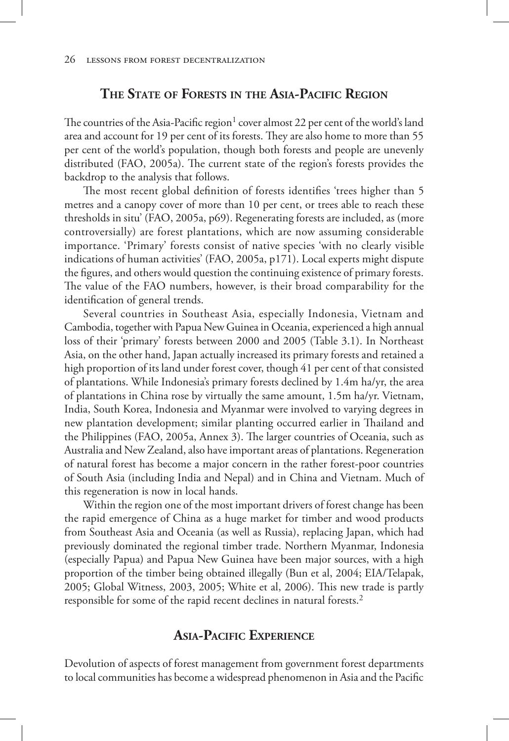## The State of Forests in the Asia-Pacific Region

The countries of the Asia-Pacific region[1] cover almost 22 per cent of the world's land area and account for 19 per cent of its forests. They are also home to more than 55 per cent of the world's population, though both forests and people are unevenly distributed (FAO, 2005a). The current state of the region's forests provides the backdrop to the analysis that follows.

The most recent global definition of forests identifies 'trees higher than 5 metres and a canopy cover of more than 10 per cent, or trees able to reach these thresholds in situ' (FAO, 2005a, p69). Regenerating forests are included, as (more controversially) are forest plantations, which are now assuming considerable importance. 'Primary' forests consist of native species 'with no clearly visible indications of human activities' (FAO, 2005a, p171). Local experts might dispute the figures, and others would question the continuing existence of primary forests. The value of the FAO numbers, however, is their broad comparability for the identification of general trends.

Several countries in Southeast Asia, especially Indonesia, Vietnam and Cambodia, together with Papua New Guinea in Oceania, experienced a high annual loss of their 'primary' forests between 2000 and 2005 (Table 3.1). In Northeast Asia, on the other hand, Japan actually increased its primary forests and retained a high proportion of its land under forest cover, though 41 per cent of that consisted of plantations. While Indonesia's primary forests declined by 1.4m ha/yr, the area of plantations in China rose by virtually the same amount, 1.5m ha/yr. Vietnam, India, South Korea, Indonesia and Myanmar were involved to varying degrees in new plantation development; similar planting occurred earlier in Thailand and the Philippines (FAO, 2005a, Annex 3). The larger countries of Oceania, such as Australia and New Zealand, also have important areas of plantations. Regeneration of natural forest has become a major concern in the rather forest-poor countries of South Asia (including India and Nepal) and in China and Vietnam. Much of this regeneration is now in local hands.

Within the region one of the most important drivers of forest change has been the rapid emergence of China as a huge market for timber and wood products from Southeast Asia and Oceania (as well as Russia), replacing Japan, which had previously dominated the regional timber trade. Northern Myanmar, Indonesia (especially Papua) and Papua New Guinea have been major sources, with a high proportion of the timber being obtained illegally (Bun et al, 2004; EIA/Telapak, 2005; Global Witness, 2003, 2005; White et al, 2006). This new trade is partly responsible for some of the rapid recent declines in natural forests.[2]

## Asia-Pacific Experience

Devolution of aspects of forest management from government forest departments to local communities has become a widespread phenomenon in Asia and the Pacific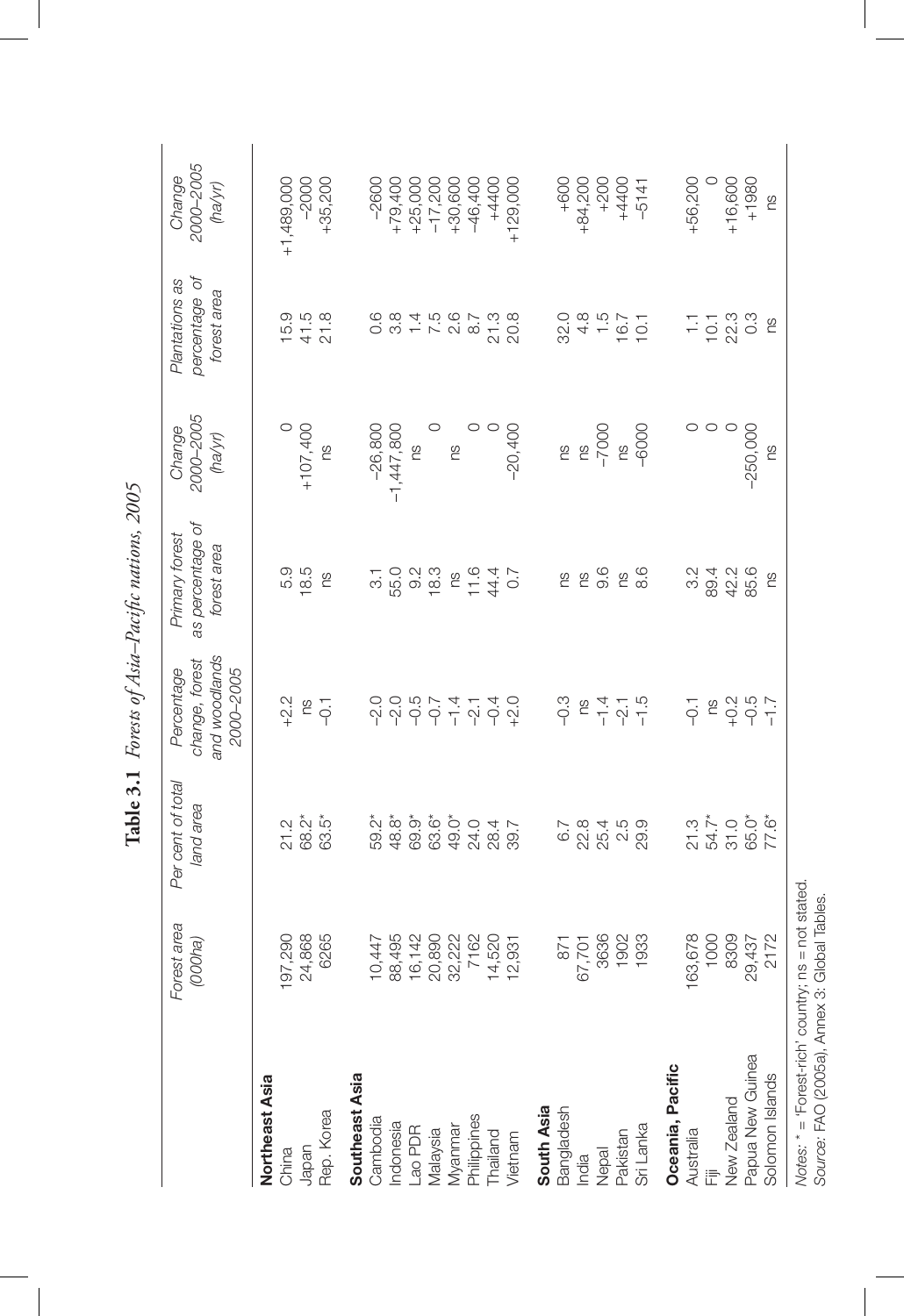**Table 3.1** *Forests of Asia–Pacific nations, 2005*

| | *Forest area (000ha)* | *Per cent of total land area* | *Percentage change, forest and woodlands 2000–2005* | *Primary forest as percentage of forest area* | *Change 2000–2005 (ha/yr)* | *Plantations as percentage of forest area* | *Change 2000–2005 (ha/yr)* |
|---|---|---|---|---|---|---|---|
| **Northeast Asia** | | | | | | | |
| China | 197,290 | 21.2 | +2.2 | 5.9 | 0 | 15.9 | +1,489,000 |
| Japan | 24,868 | 68.2* | ns | 18.5 | +107,400 | 41.5 | –2000 |
| Rep. Korea | 6265 | 63.5* | –0.1 | ns | ns | 21.8 | +35,200 |
| **Southeast Asia** | | | | | | | |
| Cambodia | 10,447 | 59.2* | –2.0 | 3.1 | –26,800 | 0.6 | –2600 |
| Indonesia | 88,495 | 48.8* | –2.0 | 55.0 | –1,447,800 | 3.8 | +79,400 |
| Lao PDR | 16,142 | 69.9* | –0.5 | 9.2 | ns | 1.4 | +25,000 |
| Malaysia | 20,890 | 63.6* | –0.7 | 18.3 | 0 | 7.5 | –17,200 |
| Myanmar | 32,222 | 49.0* | –1.4 | ns | ns | 2.6 | +30,600 |
| Philippines | 7162 | 24.0 | –2.1 | 11.6 | 0 | 8.7 | –46,400 |
| Thailand | 14,520 | 28.4 | –0.4 | 44.4 | 0 | 21.3 | +4400 |
| Vietnam | 12,931 | 39.7 | +2.0 | 0.7 | –20,400 | 20.8 | +129,000 |
| **South Asia** | | | | | | | |
| Bangladesh | 871 | 6.7 | –0.3 | ns | ns | 32.0 | +600 |
| India | 67,701 | 22.8 | ns | ns | ns | 4.8 | +84,200 |
| Nepal | 3636 | 25.4 | –1.4 | 9.6 | –7000 | 1.5 | +200 |
| Pakistan | 1902 | 2.5 | –2.1 | ns | ns | 16.7 | +4400 |
| Sri Lanka | 1933 | 29.9 | –1.5 | 8.6 | –6000 | 10.1 | –5141 |
| **Oceania, Pacific** | | | | | | | |
| Australia | 163,678 | 21.3 | –0.1 | 3.2 | 0 | 1.1 | +56,200 |
| Fiji | 1000 | 54.7* | ns | 89.4 | 0 | 10.1 | 0 |
| New Zealand | 8309 | 31.0 | +0.2 | 42.2 | 0 | 22.3 | +16,600 |
| Papua New Guinea | 29,437 | 65.0* | –0.5 | 85.6 | –250,000 | 0.3 | +1980 |
| Solomon Islands | 2172 | 77.6* | –1.7 | ns | ns | ns | ns |

*Notes*: * = 'Forest-rich' country; ns = not stated.
*Source*: FAO (2005a), Annex 3: Global Tables.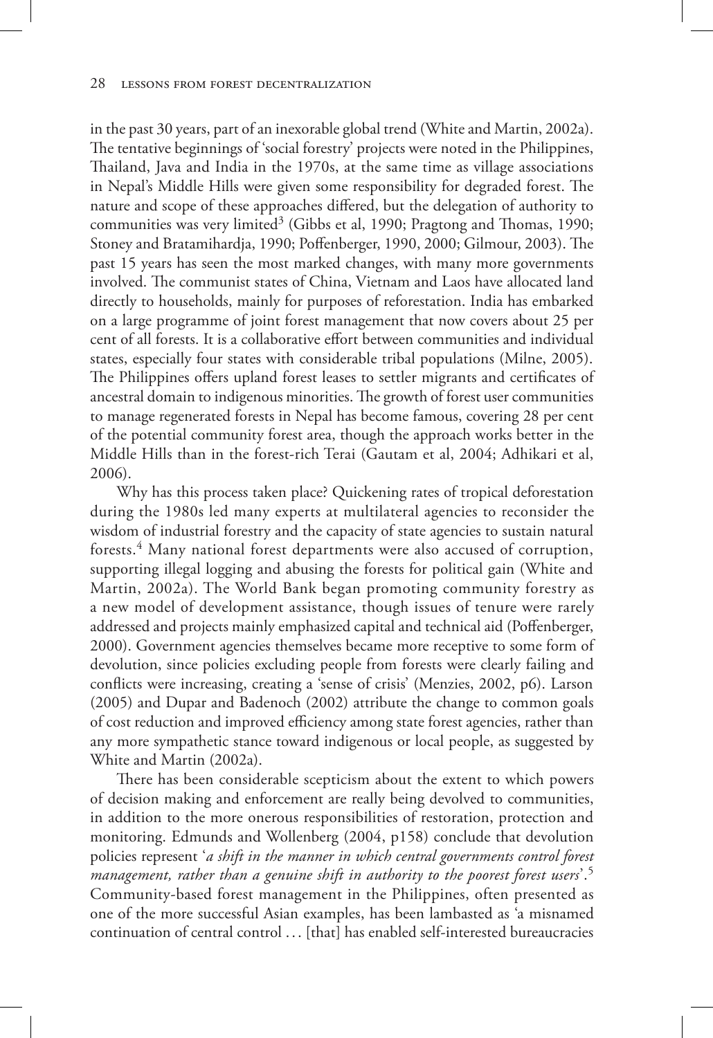in the past 30 years, part of an inexorable global trend (White and Martin, 2002a). The tentative beginnings of 'social forestry' projects were noted in the Philippines, Thailand, Java and India in the 1970s, at the same time as village associations in Nepal's Middle Hills were given some responsibility for degraded forest. The nature and scope of these approaches differed, but the delegation of authority to communities was very limited[3] (Gibbs et al, 1990; Pragtong and Thomas, 1990; Stoney and Bratamihardja, 1990; Poffenberger, 1990, 2000; Gilmour, 2003). The past 15 years has seen the most marked changes, with many more governments involved. The communist states of China, Vietnam and Laos have allocated land directly to households, mainly for purposes of reforestation. India has embarked on a large programme of joint forest management that now covers about 25 per cent of all forests. It is a collaborative effort between communities and individual states, especially four states with considerable tribal populations (Milne, 2005). The Philippines offers upland forest leases to settler migrants and certificates of ancestral domain to indigenous minorities. The growth of forest user communities to manage regenerated forests in Nepal has become famous, covering 28 per cent of the potential community forest area, though the approach works better in the Middle Hills than in the forest-rich Terai (Gautam et al, 2004; Adhikari et al, 2006).

Why has this process taken place? Quickening rates of tropical deforestation during the 1980s led many experts at multilateral agencies to reconsider the wisdom of industrial forestry and the capacity of state agencies to sustain natural forests.[4] Many national forest departments were also accused of corruption, supporting illegal logging and abusing the forests for political gain (White and Martin, 2002a). The World Bank began promoting community forestry as a new model of development assistance, though issues of tenure were rarely addressed and projects mainly emphasized capital and technical aid (Poffenberger, 2000). Government agencies themselves became more receptive to some form of devolution, since policies excluding people from forests were clearly failing and conflicts were increasing, creating a 'sense of crisis' (Menzies, 2002, p6). Larson (2005) and Dupar and Badenoch (2002) attribute the change to common goals of cost reduction and improved efficiency among state forest agencies, rather than any more sympathetic stance toward indigenous or local people, as suggested by White and Martin (2002a).

There has been considerable scepticism about the extent to which powers of decision making and enforcement are really being devolved to communities, in addition to the more onerous responsibilities of restoration, protection and monitoring. Edmunds and Wollenberg (2004, p158) conclude that devolution policies represent '*a shift in the manner in which central governments control forest management, rather than a genuine shift in authority to the poorest forest users*'.[5] Community-based forest management in the Philippines, often presented as one of the more successful Asian examples, has been lambasted as 'a misnamed continuation of central control … [that] has enabled self-interested bureaucracies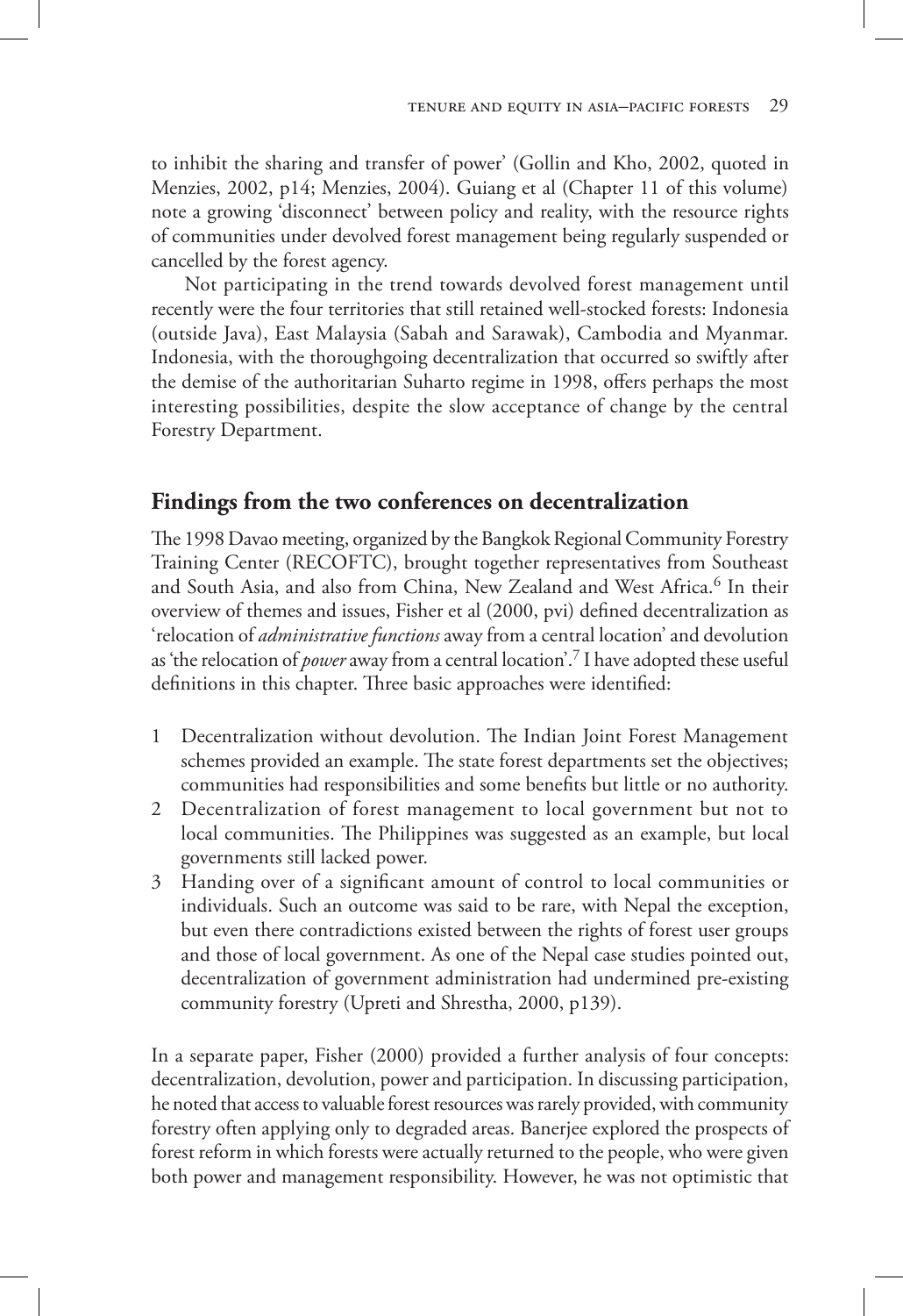to inhibit the sharing and transfer of power' (Gollin and Kho, 2002, quoted in Menzies, 2002, p14; Menzies, 2004). Guiang et al (Chapter 11 of this volume) note a growing 'disconnect' between policy and reality, with the resource rights of communities under devolved forest management being regularly suspended or cancelled by the forest agency.

Not participating in the trend towards devolved forest management until recently were the four territories that still retained well-stocked forests: Indonesia (outside Java), East Malaysia (Sabah and Sarawak), Cambodia and Myanmar. Indonesia, with the thoroughgoing decentralization that occurred so swiftly after the demise of the authoritarian Suharto regime in 1998, offers perhaps the most interesting possibilities, despite the slow acceptance of change by the central Forestry Department.

## Findings from the two conferences on decentralization

The 1998 Davao meeting, organized by the Bangkok Regional Community Forestry Training Center (RECOFTC), brought together representatives from Southeast and South Asia, and also from China, New Zealand and West Africa.[6] In their overview of themes and issues, Fisher et al (2000, pvi) defined decentralization as 'relocation of *administrative functions* away from a central location' and devolution as 'the relocation of *power* away from a central location'.[7] I have adopted these useful definitions in this chapter. Three basic approaches were identified:

1. Decentralization without devolution. The Indian Joint Forest Management schemes provided an example. The state forest departments set the objectives; communities had responsibilities and some benefits but little or no authority.
2. Decentralization of forest management to local government but not to local communities. The Philippines was suggested as an example, but local governments still lacked power.
3. Handing over of a significant amount of control to local communities or individuals. Such an outcome was said to be rare, with Nepal the exception, but even there contradictions existed between the rights of forest user groups and those of local government. As one of the Nepal case studies pointed out, decentralization of government administration had undermined pre-existing community forestry (Upreti and Shrestha, 2000, p139).

In a separate paper, Fisher (2000) provided a further analysis of four concepts: decentralization, devolution, power and participation. In discussing participation, he noted that access to valuable forest resources was rarely provided, with community forestry often applying only to degraded areas. Banerjee explored the prospects of forest reform in which forests were actually returned to the people, who were given both power and management responsibility. However, he was not optimistic that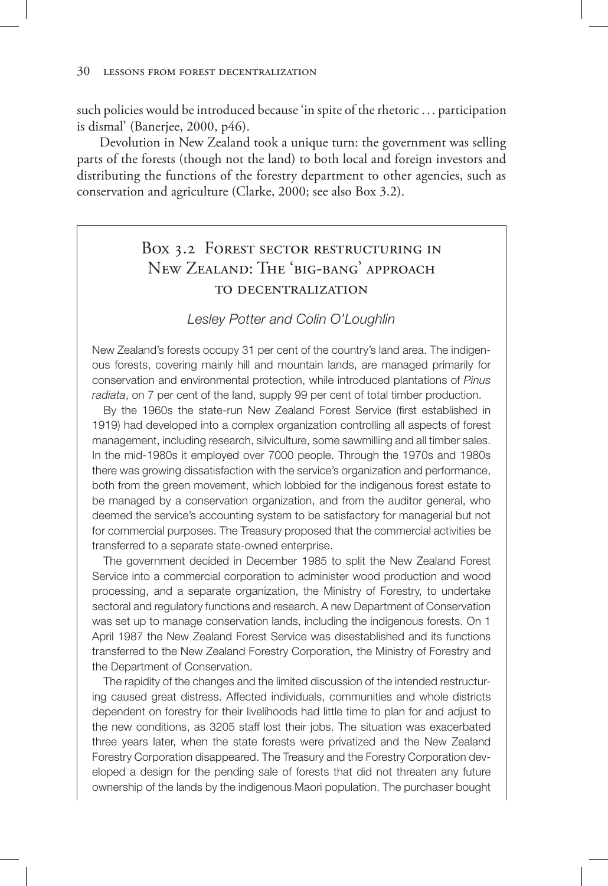such policies would be introduced because 'in spite of the rhetoric … participation is dismal' (Banerjee, 2000, p46).

Devolution in New Zealand took a unique turn: the government was selling parts of the forests (though not the land) to both local and foreign investors and distributing the functions of the forestry department to other agencies, such as conservation and agriculture (Clarke, 2000; see also Box 3.2).

## Box 3.2 Forest sector restructuring in New Zealand: The 'big-bang' approach to decentralization

*Lesley Potter and Colin O'Loughlin*

New Zealand's forests occupy 31 per cent of the country's land area. The indigenous forests, covering mainly hill and mountain lands, are managed primarily for conservation and environmental protection, while introduced plantations of *Pinus radiata*, on 7 per cent of the land, supply 99 per cent of total timber production.

By the 1960s the state-run New Zealand Forest Service (first established in 1919) had developed into a complex organization controlling all aspects of forest management, including research, silviculture, some sawmilling and all timber sales. In the mid-1980s it employed over 7000 people. Through the 1970s and 1980s there was growing dissatisfaction with the service's organization and performance, both from the green movement, which lobbied for the indigenous forest estate to be managed by a conservation organization, and from the auditor general, who deemed the service's accounting system to be satisfactory for managerial but not for commercial purposes. The Treasury proposed that the commercial activities be transferred to a separate state-owned enterprise.

The government decided in December 1985 to split the New Zealand Forest Service into a commercial corporation to administer wood production and wood processing, and a separate organization, the Ministry of Forestry, to undertake sectoral and regulatory functions and research. A new Department of Conservation was set up to manage conservation lands, including the indigenous forests. On 1 April 1987 the New Zealand Forest Service was disestablished and its functions transferred to the New Zealand Forestry Corporation, the Ministry of Forestry and the Department of Conservation.

The rapidity of the changes and the limited discussion of the intended restructuring caused great distress. Affected individuals, communities and whole districts dependent on forestry for their livelihoods had little time to plan for and adjust to the new conditions, as 3205 staff lost their jobs. The situation was exacerbated three years later, when the state forests were privatized and the New Zealand Forestry Corporation disappeared. The Treasury and the Forestry Corporation developed a design for the pending sale of forests that did not threaten any future ownership of the lands by the indigenous Maori population. The purchaser bought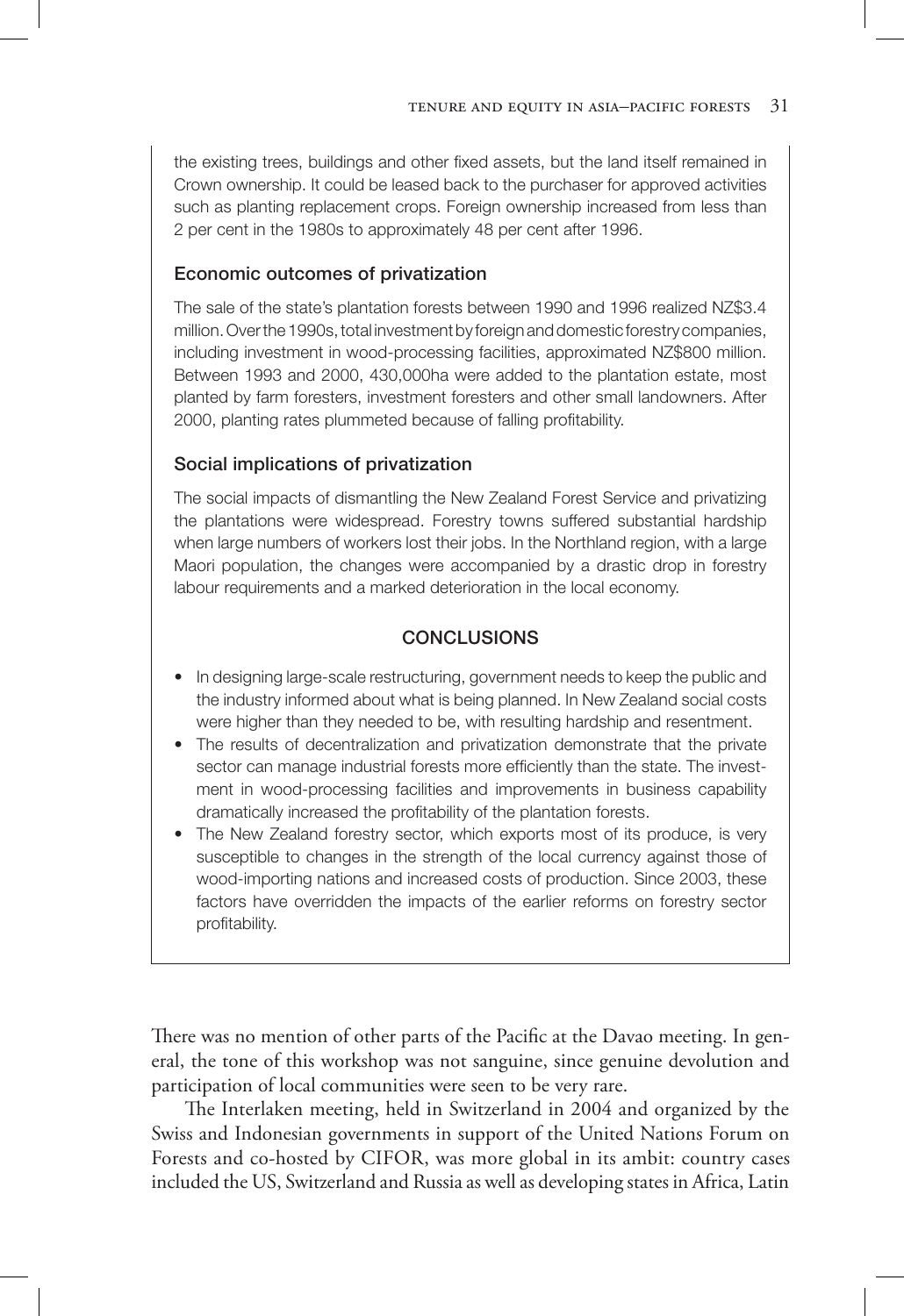the existing trees, buildings and other fixed assets, but the land itself remained in Crown ownership. It could be leased back to the purchaser for approved activities such as planting replacement crops. Foreign ownership increased from less than 2 per cent in the 1980s to approximately 48 per cent after 1996.

### Economic outcomes of privatization

The sale of the state's plantation forests between 1990 and 1996 realized NZ$3.4 million. Over the 1990s, total investment by foreign and domestic forestry companies, including investment in wood-processing facilities, approximated NZ$800 million. Between 1993 and 2000, 430,000ha were added to the plantation estate, most planted by farm foresters, investment foresters and other small landowners. After 2000, planting rates plummeted because of falling profitability.

### Social implications of privatization

The social impacts of dismantling the New Zealand Forest Service and privatizing the plantations were widespread. Forestry towns suffered substantial hardship when large numbers of workers lost their jobs. In the Northland region, with a large Maori population, the changes were accompanied by a drastic drop in forestry labour requirements and a marked deterioration in the local economy.

### CONCLUSIONS

- In designing large-scale restructuring, government needs to keep the public and the industry informed about what is being planned. In New Zealand social costs were higher than they needed to be, with resulting hardship and resentment.
- The results of decentralization and privatization demonstrate that the private sector can manage industrial forests more efficiently than the state. The investment in wood-processing facilities and improvements in business capability dramatically increased the profitability of the plantation forests.
- The New Zealand forestry sector, which exports most of its produce, is very susceptible to changes in the strength of the local currency against those of wood-importing nations and increased costs of production. Since 2003, these factors have overridden the impacts of the earlier reforms on forestry sector profitability.

There was no mention of other parts of the Pacific at the Davao meeting. In general, the tone of this workshop was not sanguine, since genuine devolution and participation of local communities were seen to be very rare.

The Interlaken meeting, held in Switzerland in 2004 and organized by the Swiss and Indonesian governments in support of the United Nations Forum on Forests and co-hosted by CIFOR, was more global in its ambit: country cases included the US, Switzerland and Russia as well as developing states in Africa, Latin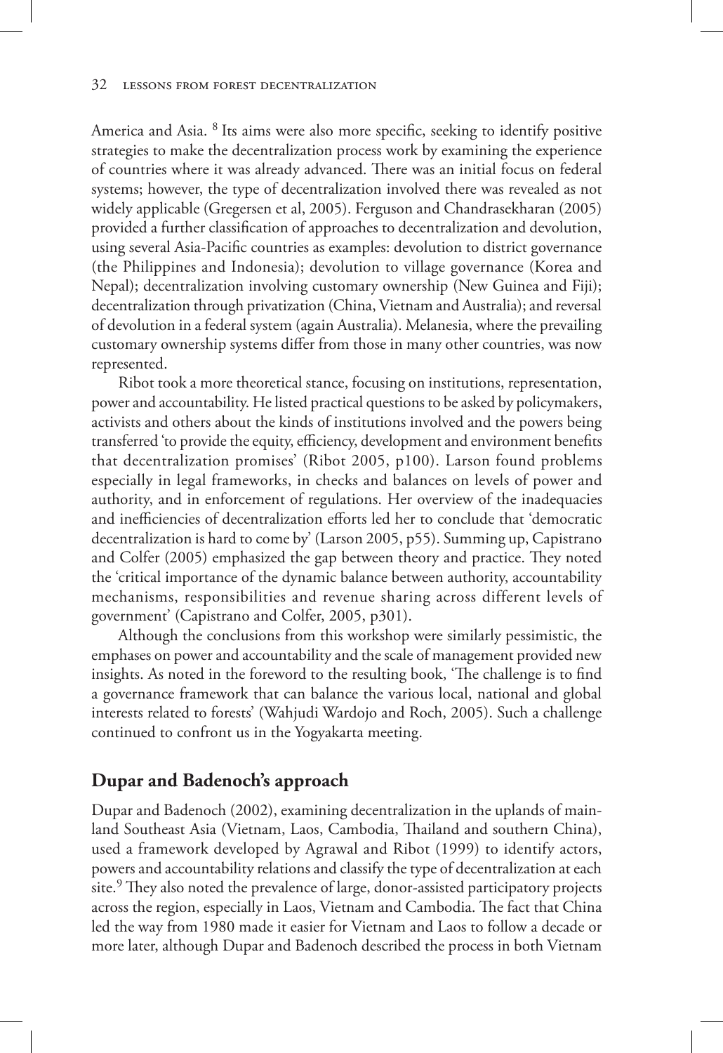America and Asia. [8] Its aims were also more specific, seeking to identify positive strategies to make the decentralization process work by examining the experience of countries where it was already advanced. There was an initial focus on federal systems; however, the type of decentralization involved there was revealed as not widely applicable (Gregersen et al, 2005). Ferguson and Chandrasekharan (2005) provided a further classification of approaches to decentralization and devolution, using several Asia-Pacific countries as examples: devolution to district governance (the Philippines and Indonesia); devolution to village governance (Korea and Nepal); decentralization involving customary ownership (New Guinea and Fiji); decentralization through privatization (China, Vietnam and Australia); and reversal of devolution in a federal system (again Australia). Melanesia, where the prevailing customary ownership systems differ from those in many other countries, was now represented.

Ribot took a more theoretical stance, focusing on institutions, representation, power and accountability. He listed practical questions to be asked by policymakers, activists and others about the kinds of institutions involved and the powers being transferred 'to provide the equity, efficiency, development and environment benefits that decentralization promises' (Ribot 2005, p100). Larson found problems especially in legal frameworks, in checks and balances on levels of power and authority, and in enforcement of regulations. Her overview of the inadequacies and inefficiencies of decentralization efforts led her to conclude that 'democratic decentralization is hard to come by' (Larson 2005, p55). Summing up, Capistrano and Colfer (2005) emphasized the gap between theory and practice. They noted the 'critical importance of the dynamic balance between authority, accountability mechanisms, responsibilities and revenue sharing across different levels of government' (Capistrano and Colfer, 2005, p301).

Although the conclusions from this workshop were similarly pessimistic, the emphases on power and accountability and the scale of management provided new insights. As noted in the foreword to the resulting book, 'The challenge is to find a governance framework that can balance the various local, national and global interests related to forests' (Wahjudi Wardojo and Roch, 2005). Such a challenge continued to confront us in the Yogyakarta meeting.

## Dupar and Badenoch's approach

Dupar and Badenoch (2002), examining decentralization in the uplands of mainland Southeast Asia (Vietnam, Laos, Cambodia, Thailand and southern China), used a framework developed by Agrawal and Ribot (1999) to identify actors, powers and accountability relations and classify the type of decentralization at each site.[9] They also noted the prevalence of large, donor-assisted participatory projects across the region, especially in Laos, Vietnam and Cambodia. The fact that China led the way from 1980 made it easier for Vietnam and Laos to follow a decade or more later, although Dupar and Badenoch described the process in both Vietnam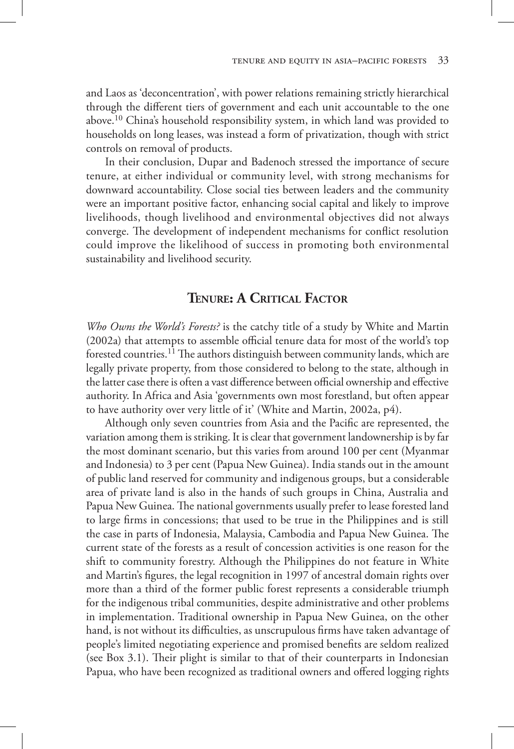and Laos as 'deconcentration', with power relations remaining strictly hierarchical through the different tiers of government and each unit accountable to the one above.[10] China's household responsibility system, in which land was provided to households on long leases, was instead a form of privatization, though with strict controls on removal of products.

In their conclusion, Dupar and Badenoch stressed the importance of secure tenure, at either individual or community level, with strong mechanisms for downward accountability. Close social ties between leaders and the community were an important positive factor, enhancing social capital and likely to improve livelihoods, though livelihood and environmental objectives did not always converge. The development of independent mechanisms for conflict resolution could improve the likelihood of success in promoting both environmental sustainability and livelihood security.

## Tenure: A Critical Factor

*Who Owns the World's Forests?* is the catchy title of a study by White and Martin (2002a) that attempts to assemble official tenure data for most of the world's top forested countries.[11] The authors distinguish between community lands, which are legally private property, from those considered to belong to the state, although in the latter case there is often a vast difference between official ownership and effective authority. In Africa and Asia 'governments own most forestland, but often appear to have authority over very little of it' (White and Martin, 2002a, p4).

Although only seven countries from Asia and the Pacific are represented, the variation among them is striking. It is clear that government landownership is by far the most dominant scenario, but this varies from around 100 per cent (Myanmar and Indonesia) to 3 per cent (Papua New Guinea). India stands out in the amount of public land reserved for community and indigenous groups, but a considerable area of private land is also in the hands of such groups in China, Australia and Papua New Guinea. The national governments usually prefer to lease forested land to large firms in concessions; that used to be true in the Philippines and is still the case in parts of Indonesia, Malaysia, Cambodia and Papua New Guinea. The current state of the forests as a result of concession activities is one reason for the shift to community forestry. Although the Philippines do not feature in White and Martin's figures, the legal recognition in 1997 of ancestral domain rights over more than a third of the former public forest represents a considerable triumph for the indigenous tribal communities, despite administrative and other problems in implementation. Traditional ownership in Papua New Guinea, on the other hand, is not without its difficulties, as unscrupulous firms have taken advantage of people's limited negotiating experience and promised benefits are seldom realized (see Box 3.1). Their plight is similar to that of their counterparts in Indonesian Papua, who have been recognized as traditional owners and offered logging rights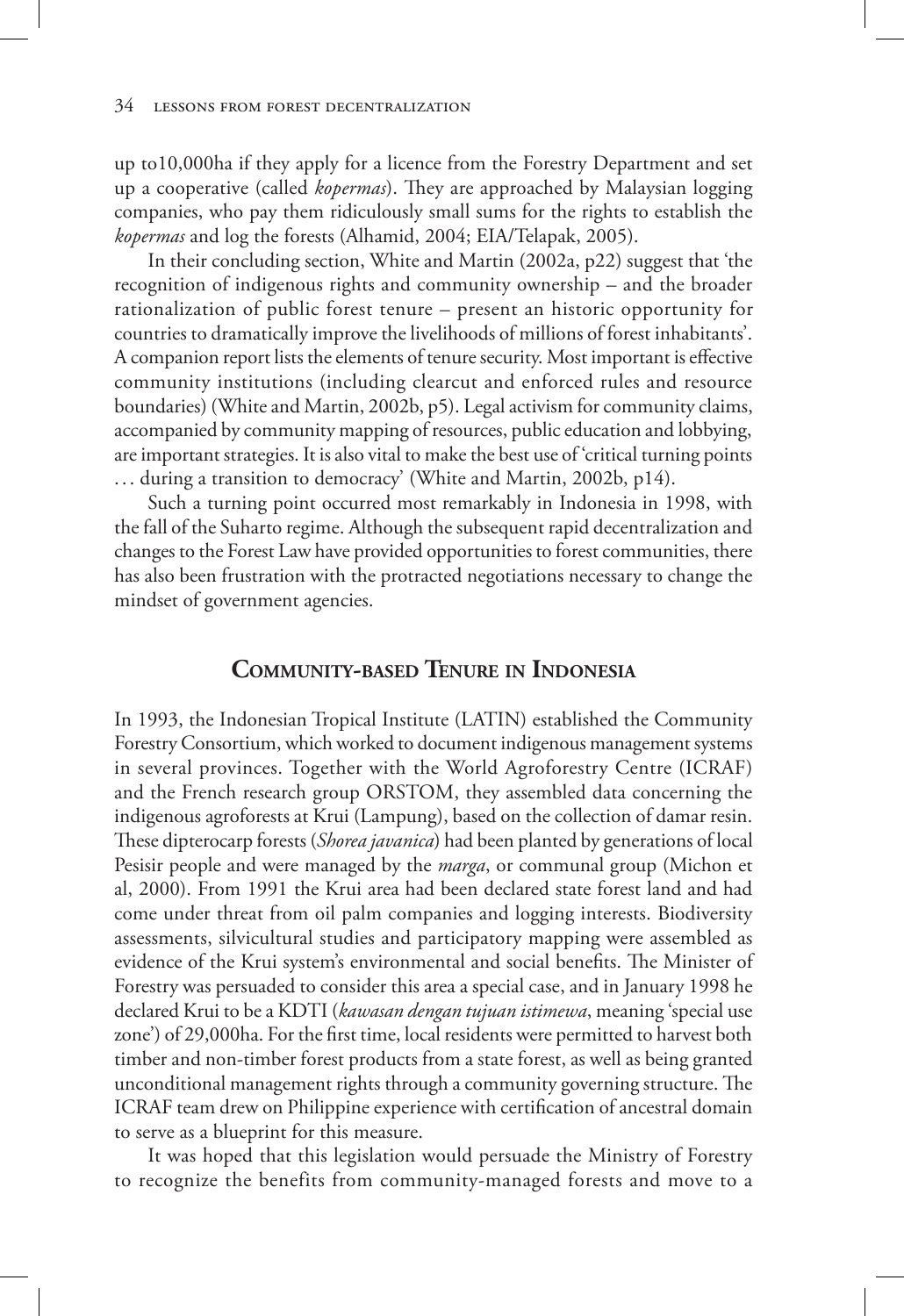up to10,000ha if they apply for a licence from the Forestry Department and set up a cooperative (called *kopermas*). They are approached by Malaysian logging companies, who pay them ridiculously small sums for the rights to establish the *kopermas* and log the forests (Alhamid, 2004; EIA/Telapak, 2005).

In their concluding section, White and Martin (2002a, p22) suggest that 'the recognition of indigenous rights and community ownership – and the broader rationalization of public forest tenure – present an historic opportunity for countries to dramatically improve the livelihoods of millions of forest inhabitants'. A companion report lists the elements of tenure security. Most important is effective community institutions (including clearcut and enforced rules and resource boundaries) (White and Martin, 2002b, p5). Legal activism for community claims, accompanied by community mapping of resources, public education and lobbying, are important strategies. It is also vital to make the best use of 'critical turning points … during a transition to democracy' (White and Martin, 2002b, p14).

Such a turning point occurred most remarkably in Indonesia in 1998, with the fall of the Suharto regime. Although the subsequent rapid decentralization and changes to the Forest Law have provided opportunities to forest communities, there has also been frustration with the protracted negotiations necessary to change the mindset of government agencies.

## Community-based Tenure in Indonesia

In 1993, the Indonesian Tropical Institute (LATIN) established the Community Forestry Consortium, which worked to document indigenous management systems in several provinces. Together with the World Agroforestry Centre (ICRAF) and the French research group ORSTOM, they assembled data concerning the indigenous agroforests at Krui (Lampung), based on the collection of damar resin. These dipterocarp forests (*Shorea javanica*) had been planted by generations of local Pesisir people and were managed by the *marga*, or communal group (Michon et al, 2000). From 1991 the Krui area had been declared state forest land and had come under threat from oil palm companies and logging interests. Biodiversity assessments, silvicultural studies and participatory mapping were assembled as evidence of the Krui system's environmental and social benefits. The Minister of Forestry was persuaded to consider this area a special case, and in January 1998 he declared Krui to be a KDTI (*kawasan dengan tujuan istimewa*, meaning 'special use zone') of 29,000ha. For the first time, local residents were permitted to harvest both timber and non-timber forest products from a state forest, as well as being granted unconditional management rights through a community governing structure. The ICRAF team drew on Philippine experience with certification of ancestral domain to serve as a blueprint for this measure.

It was hoped that this legislation would persuade the Ministry of Forestry to recognize the benefits from community-managed forests and move to a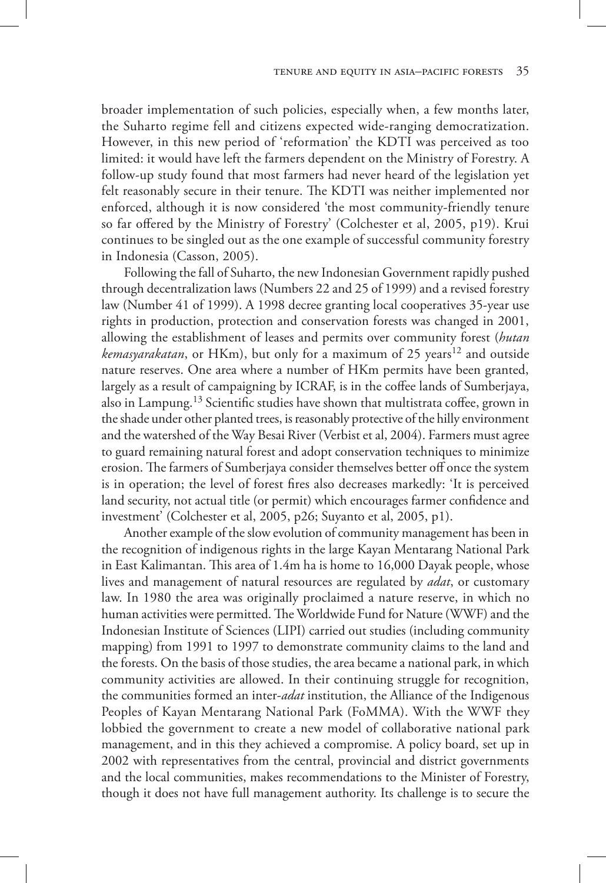broader implementation of such policies, especially when, a few months later, the Suharto regime fell and citizens expected wide-ranging democratization. However, in this new period of 'reformation' the KDTI was perceived as too limited: it would have left the farmers dependent on the Ministry of Forestry. A follow-up study found that most farmers had never heard of the legislation yet felt reasonably secure in their tenure. The KDTI was neither implemented nor enforced, although it is now considered 'the most community-friendly tenure so far offered by the Ministry of Forestry' (Colchester et al, 2005, p19). Krui continues to be singled out as the one example of successful community forestry in Indonesia (Casson, 2005).

Following the fall of Suharto, the new Indonesian Government rapidly pushed through decentralization laws (Numbers 22 and 25 of 1999) and a revised forestry law (Number 41 of 1999). A 1998 decree granting local cooperatives 35-year use rights in production, protection and conservation forests was changed in 2001, allowing the establishment of leases and permits over community forest (*hutan kemasyarakatan*, or HKm), but only for a maximum of 25 years[12] and outside nature reserves. One area where a number of HKm permits have been granted, largely as a result of campaigning by ICRAF, is in the coffee lands of Sumberjaya, also in Lampung.[13] Scientific studies have shown that multistrata coffee, grown in the shade under other planted trees, is reasonably protective of the hilly environment and the watershed of the Way Besai River (Verbist et al, 2004). Farmers must agree to guard remaining natural forest and adopt conservation techniques to minimize erosion. The farmers of Sumberjaya consider themselves better off once the system is in operation; the level of forest fires also decreases markedly: 'It is perceived land security, not actual title (or permit) which encourages farmer confidence and investment' (Colchester et al, 2005, p26; Suyanto et al, 2005, p1).

Another example of the slow evolution of community management has been in the recognition of indigenous rights in the large Kayan Mentarang National Park in East Kalimantan. This area of 1.4m ha is home to 16,000 Dayak people, whose lives and management of natural resources are regulated by *adat*, or customary law. In 1980 the area was originally proclaimed a nature reserve, in which no human activities were permitted. The Worldwide Fund for Nature (WWF) and the Indonesian Institute of Sciences (LIPI) carried out studies (including community mapping) from 1991 to 1997 to demonstrate community claims to the land and the forests. On the basis of those studies, the area became a national park, in which community activities are allowed. In their continuing struggle for recognition, the communities formed an inter-*adat* institution, the Alliance of the Indigenous Peoples of Kayan Mentarang National Park (FoMMA). With the WWF they lobbied the government to create a new model of collaborative national park management, and in this they achieved a compromise. A policy board, set up in 2002 with representatives from the central, provincial and district governments and the local communities, makes recommendations to the Minister of Forestry, though it does not have full management authority. Its challenge is to secure the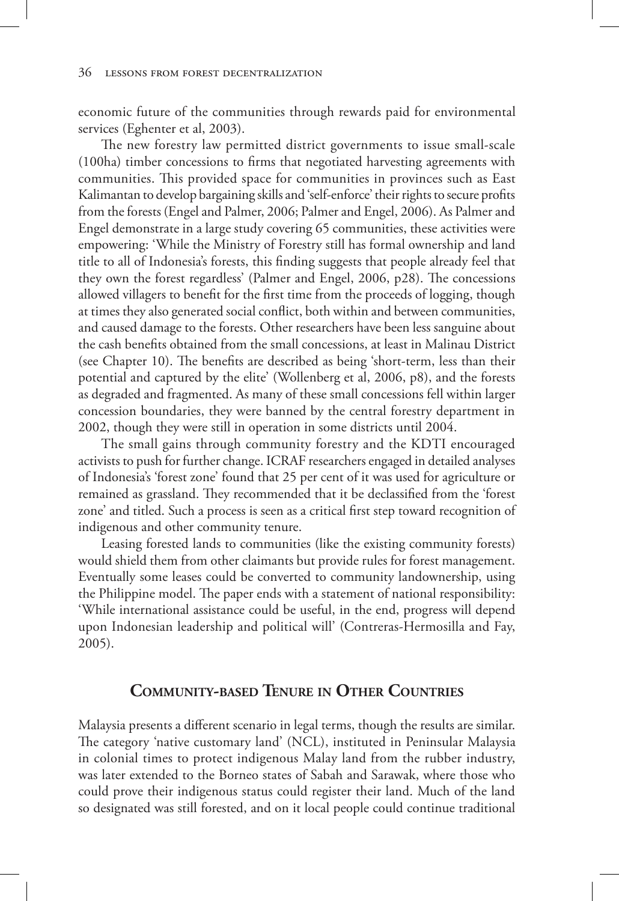economic future of the communities through rewards paid for environmental services (Eghenter et al, 2003).

The new forestry law permitted district governments to issue small-scale (100ha) timber concessions to firms that negotiated harvesting agreements with communities. This provided space for communities in provinces such as East Kalimantan to develop bargaining skills and 'self-enforce' their rights to secure profits from the forests (Engel and Palmer, 2006; Palmer and Engel, 2006). As Palmer and Engel demonstrate in a large study covering 65 communities, these activities were empowering: 'While the Ministry of Forestry still has formal ownership and land title to all of Indonesia's forests, this finding suggests that people already feel that they own the forest regardless' (Palmer and Engel, 2006, p28). The concessions allowed villagers to benefit for the first time from the proceeds of logging, though at times they also generated social conflict, both within and between communities, and caused damage to the forests. Other researchers have been less sanguine about the cash benefits obtained from the small concessions, at least in Malinau District (see Chapter 10). The benefits are described as being 'short-term, less than their potential and captured by the elite' (Wollenberg et al, 2006, p8), and the forests as degraded and fragmented. As many of these small concessions fell within larger concession boundaries, they were banned by the central forestry department in 2002, though they were still in operation in some districts until 2004.

The small gains through community forestry and the KDTI encouraged activists to push for further change. ICRAF researchers engaged in detailed analyses of Indonesia's 'forest zone' found that 25 per cent of it was used for agriculture or remained as grassland. They recommended that it be declassified from the 'forest zone' and titled. Such a process is seen as a critical first step toward recognition of indigenous and other community tenure.

Leasing forested lands to communities (like the existing community forests) would shield them from other claimants but provide rules for forest management. Eventually some leases could be converted to community landownership, using the Philippine model. The paper ends with a statement of national responsibility: 'While international assistance could be useful, in the end, progress will depend upon Indonesian leadership and political will' (Contreras-Hermosilla and Fay, 2005).

## Community-based Tenure in Other Countries

Malaysia presents a different scenario in legal terms, though the results are similar. The category 'native customary land' (NCL), instituted in Peninsular Malaysia in colonial times to protect indigenous Malay land from the rubber industry, was later extended to the Borneo states of Sabah and Sarawak, where those who could prove their indigenous status could register their land. Much of the land so designated was still forested, and on it local people could continue traditional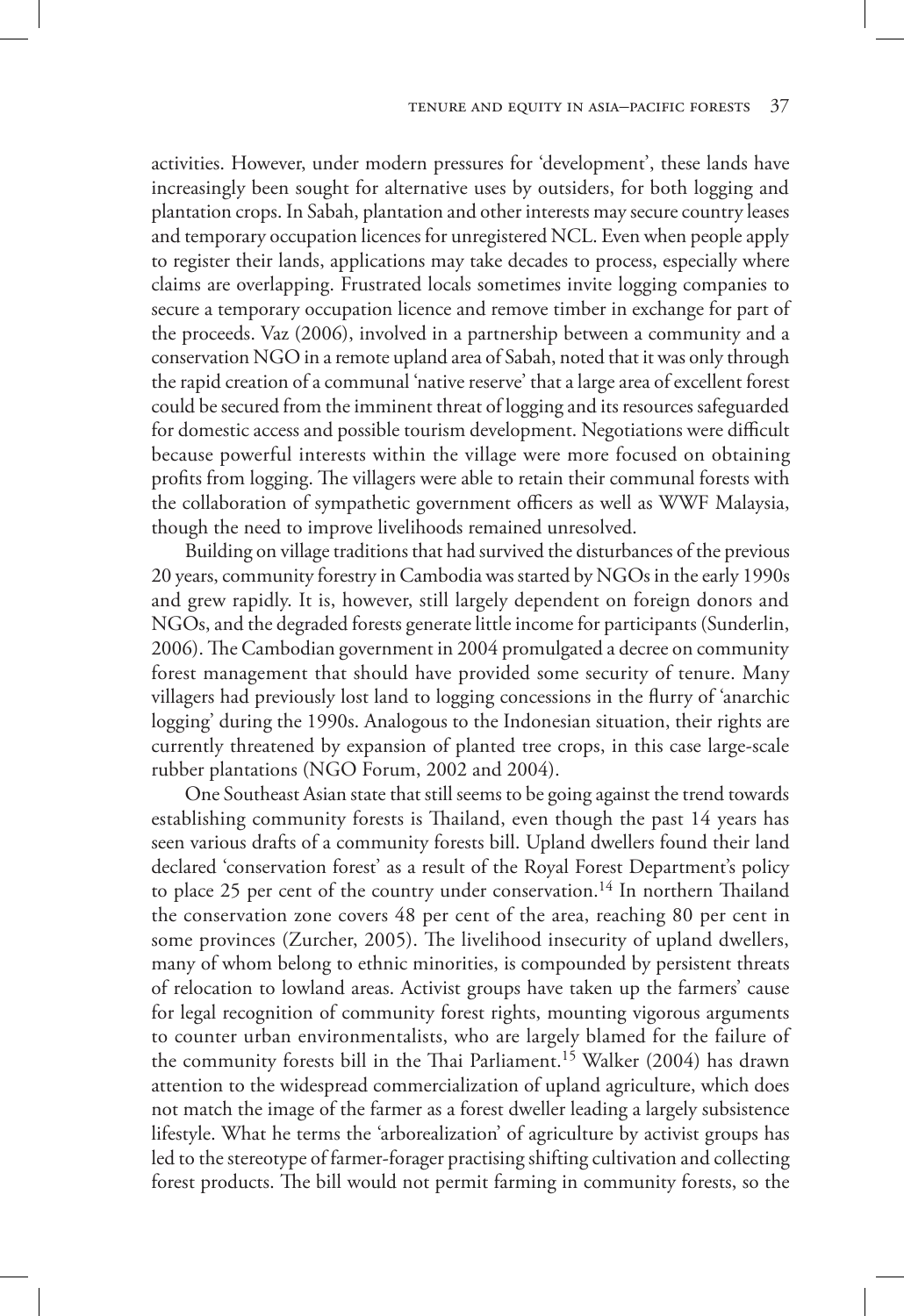activities. However, under modern pressures for 'development', these lands have increasingly been sought for alternative uses by outsiders, for both logging and plantation crops. In Sabah, plantation and other interests may secure country leases and temporary occupation licences for unregistered NCL. Even when people apply to register their lands, applications may take decades to process, especially where claims are overlapping. Frustrated locals sometimes invite logging companies to secure a temporary occupation licence and remove timber in exchange for part of the proceeds. Vaz (2006), involved in a partnership between a community and a conservation NGO in a remote upland area of Sabah, noted that it was only through the rapid creation of a communal 'native reserve' that a large area of excellent forest could be secured from the imminent threat of logging and its resources safeguarded for domestic access and possible tourism development. Negotiations were difficult because powerful interests within the village were more focused on obtaining profits from logging. The villagers were able to retain their communal forests with the collaboration of sympathetic government officers as well as WWF Malaysia, though the need to improve livelihoods remained unresolved.

Building on village traditions that had survived the disturbances of the previous 20 years, community forestry in Cambodia was started by NGOs in the early 1990s and grew rapidly. It is, however, still largely dependent on foreign donors and NGOs, and the degraded forests generate little income for participants (Sunderlin, 2006). The Cambodian government in 2004 promulgated a decree on community forest management that should have provided some security of tenure. Many villagers had previously lost land to logging concessions in the flurry of 'anarchic logging' during the 1990s. Analogous to the Indonesian situation, their rights are currently threatened by expansion of planted tree crops, in this case large-scale rubber plantations (NGO Forum, 2002 and 2004).

One Southeast Asian state that still seems to be going against the trend towards establishing community forests is Thailand, even though the past 14 years has seen various drafts of a community forests bill. Upland dwellers found their land declared 'conservation forest' as a result of the Royal Forest Department's policy to place 25 per cent of the country under conservation.[14] In northern Thailand the conservation zone covers 48 per cent of the area, reaching 80 per cent in some provinces (Zurcher, 2005). The livelihood insecurity of upland dwellers, many of whom belong to ethnic minorities, is compounded by persistent threats of relocation to lowland areas. Activist groups have taken up the farmers' cause for legal recognition of community forest rights, mounting vigorous arguments to counter urban environmentalists, who are largely blamed for the failure of the community forests bill in the Thai Parliament.[15] Walker (2004) has drawn attention to the widespread commercialization of upland agriculture, which does not match the image of the farmer as a forest dweller leading a largely subsistence lifestyle. What he terms the 'arborealization' of agriculture by activist groups has led to the stereotype of farmer-forager practising shifting cultivation and collecting forest products. The bill would not permit farming in community forests, so the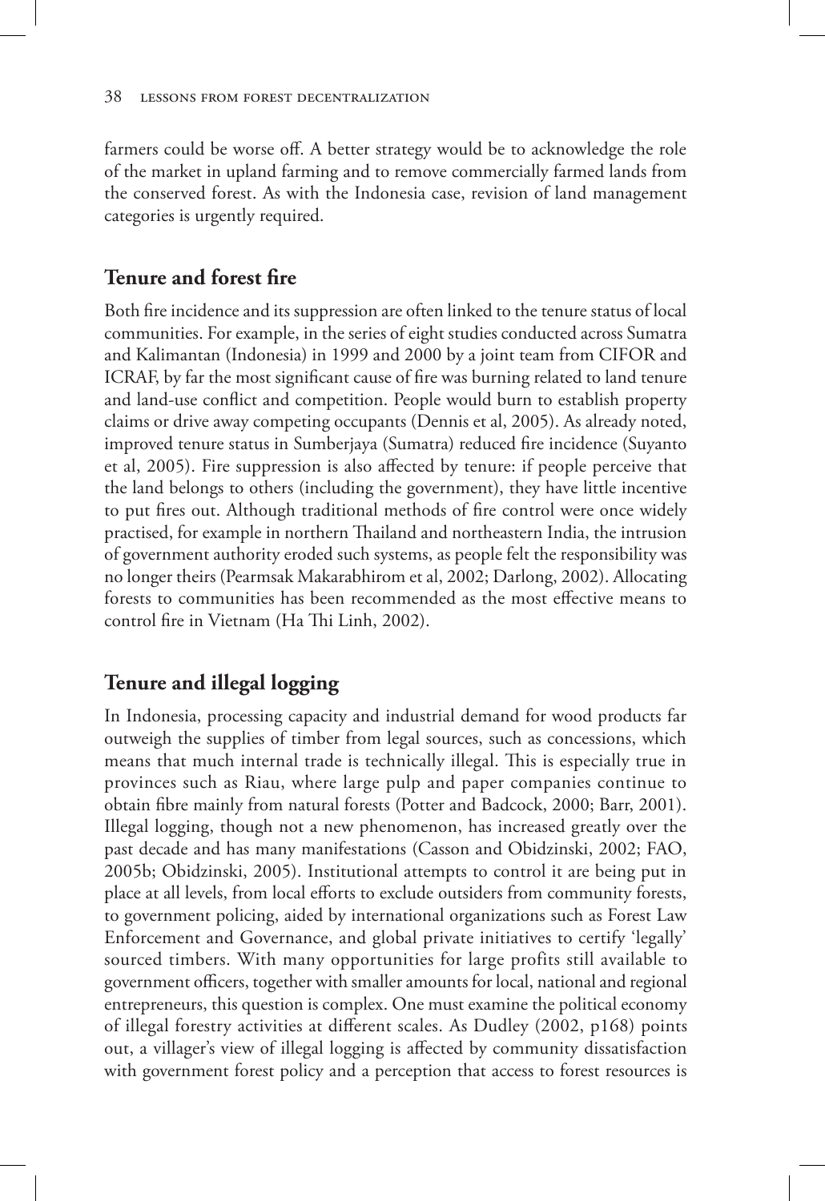farmers could be worse off. A better strategy would be to acknowledge the role of the market in upland farming and to remove commercially farmed lands from the conserved forest. As with the Indonesia case, revision of land management categories is urgently required.

## Tenure and forest fire

Both fire incidence and its suppression are often linked to the tenure status of local communities. For example, in the series of eight studies conducted across Sumatra and Kalimantan (Indonesia) in 1999 and 2000 by a joint team from CIFOR and ICRAF, by far the most significant cause of fire was burning related to land tenure and land-use conflict and competition. People would burn to establish property claims or drive away competing occupants (Dennis et al, 2005). As already noted, improved tenure status in Sumberjaya (Sumatra) reduced fire incidence (Suyanto et al, 2005). Fire suppression is also affected by tenure: if people perceive that the land belongs to others (including the government), they have little incentive to put fires out. Although traditional methods of fire control were once widely practised, for example in northern Thailand and northeastern India, the intrusion of government authority eroded such systems, as people felt the responsibility was no longer theirs (Pearmsak Makarabhirom et al, 2002; Darlong, 2002). Allocating forests to communities has been recommended as the most effective means to control fire in Vietnam (Ha Thi Linh, 2002).

## Tenure and illegal logging

In Indonesia, processing capacity and industrial demand for wood products far outweigh the supplies of timber from legal sources, such as concessions, which means that much internal trade is technically illegal. This is especially true in provinces such as Riau, where large pulp and paper companies continue to obtain fibre mainly from natural forests (Potter and Badcock, 2000; Barr, 2001). Illegal logging, though not a new phenomenon, has increased greatly over the past decade and has many manifestations (Casson and Obidzinski, 2002; FAO, 2005b; Obidzinski, 2005). Institutional attempts to control it are being put in place at all levels, from local efforts to exclude outsiders from community forests, to government policing, aided by international organizations such as Forest Law Enforcement and Governance, and global private initiatives to certify 'legally' sourced timbers. With many opportunities for large profits still available to government officers, together with smaller amounts for local, national and regional entrepreneurs, this question is complex. One must examine the political economy of illegal forestry activities at different scales. As Dudley (2002, p168) points out, a villager's view of illegal logging is affected by community dissatisfaction with government forest policy and a perception that access to forest resources is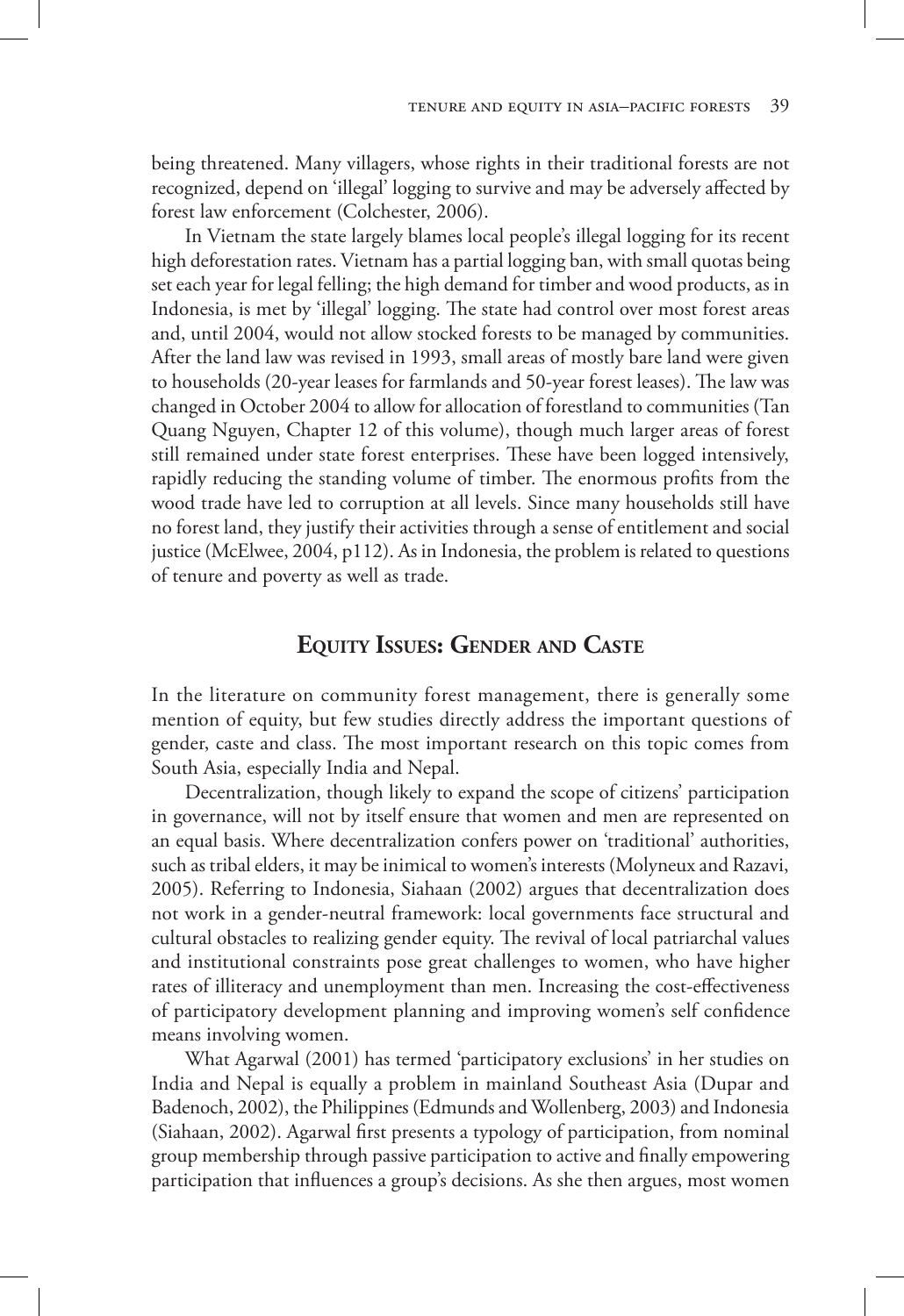being threatened. Many villagers, whose rights in their traditional forests are not recognized, depend on 'illegal' logging to survive and may be adversely affected by forest law enforcement (Colchester, 2006).

In Vietnam the state largely blames local people's illegal logging for its recent high deforestation rates. Vietnam has a partial logging ban, with small quotas being set each year for legal felling; the high demand for timber and wood products, as in Indonesia, is met by 'illegal' logging. The state had control over most forest areas and, until 2004, would not allow stocked forests to be managed by communities. After the land law was revised in 1993, small areas of mostly bare land were given to households (20-year leases for farmlands and 50-year forest leases). The law was changed in October 2004 to allow for allocation of forestland to communities (Tan Quang Nguyen, Chapter 12 of this volume), though much larger areas of forest still remained under state forest enterprises. These have been logged intensively, rapidly reducing the standing volume of timber. The enormous profits from the wood trade have led to corruption at all levels. Since many households still have no forest land, they justify their activities through a sense of entitlement and social justice (McElwee, 2004, p112). As in Indonesia, the problem is related to questions of tenure and poverty as well as trade.

## Equity Issues: Gender and Caste

In the literature on community forest management, there is generally some mention of equity, but few studies directly address the important questions of gender, caste and class. The most important research on this topic comes from South Asia, especially India and Nepal.

Decentralization, though likely to expand the scope of citizens' participation in governance, will not by itself ensure that women and men are represented on an equal basis. Where decentralization confers power on 'traditional' authorities, such as tribal elders, it may be inimical to women's interests (Molyneux and Razavi, 2005). Referring to Indonesia, Siahaan (2002) argues that decentralization does not work in a gender-neutral framework: local governments face structural and cultural obstacles to realizing gender equity. The revival of local patriarchal values and institutional constraints pose great challenges to women, who have higher rates of illiteracy and unemployment than men. Increasing the cost-effectiveness of participatory development planning and improving women's self confidence means involving women.

What Agarwal (2001) has termed 'participatory exclusions' in her studies on India and Nepal is equally a problem in mainland Southeast Asia (Dupar and Badenoch, 2002), the Philippines (Edmunds and Wollenberg, 2003) and Indonesia (Siahaan, 2002). Agarwal first presents a typology of participation, from nominal group membership through passive participation to active and finally empowering participation that influences a group's decisions. As she then argues, most women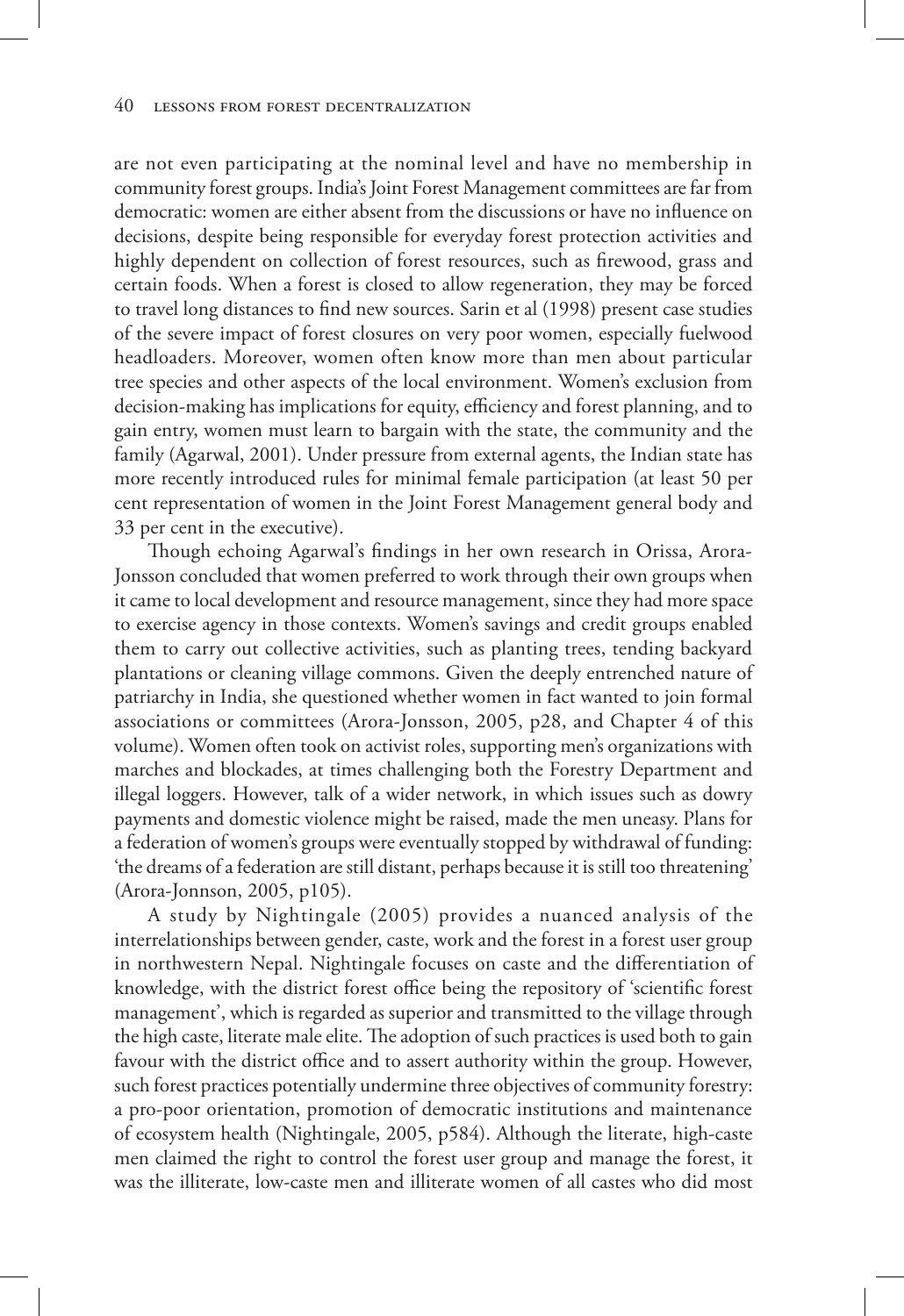are not even participating at the nominal level and have no membership in community forest groups. India's Joint Forest Management committees are far from democratic: women are either absent from the discussions or have no influence on decisions, despite being responsible for everyday forest protection activities and highly dependent on collection of forest resources, such as firewood, grass and certain foods. When a forest is closed to allow regeneration, they may be forced to travel long distances to find new sources. Sarin et al (1998) present case studies of the severe impact of forest closures on very poor women, especially fuelwood headloaders. Moreover, women often know more than men about particular tree species and other aspects of the local environment. Women's exclusion from decision-making has implications for equity, efficiency and forest planning, and to gain entry, women must learn to bargain with the state, the community and the family (Agarwal, 2001). Under pressure from external agents, the Indian state has more recently introduced rules for minimal female participation (at least 50 per cent representation of women in the Joint Forest Management general body and 33 per cent in the executive).

Though echoing Agarwal's findings in her own research in Orissa, Arora-Jonsson concluded that women preferred to work through their own groups when it came to local development and resource management, since they had more space to exercise agency in those contexts. Women's savings and credit groups enabled them to carry out collective activities, such as planting trees, tending backyard plantations or cleaning village commons. Given the deeply entrenched nature of patriarchy in India, she questioned whether women in fact wanted to join formal associations or committees (Arora-Jonsson, 2005, p28, and Chapter 4 of this volume). Women often took on activist roles, supporting men's organizations with marches and blockades, at times challenging both the Forestry Department and illegal loggers. However, talk of a wider network, in which issues such as dowry payments and domestic violence might be raised, made the men uneasy. Plans for a federation of women's groups were eventually stopped by withdrawal of funding: 'the dreams of a federation are still distant, perhaps because it is still too threatening' (Arora-Jonnson, 2005, p105).

A study by Nightingale (2005) provides a nuanced analysis of the interrelationships between gender, caste, work and the forest in a forest user group in northwestern Nepal. Nightingale focuses on caste and the differentiation of knowledge, with the district forest office being the repository of 'scientific forest management', which is regarded as superior and transmitted to the village through the high caste, literate male elite. The adoption of such practices is used both to gain favour with the district office and to assert authority within the group. However, such forest practices potentially undermine three objectives of community forestry: a pro-poor orientation, promotion of democratic institutions and maintenance of ecosystem health (Nightingale, 2005, p584). Although the literate, high-caste men claimed the right to control the forest user group and manage the forest, it was the illiterate, low-caste men and illiterate women of all castes who did most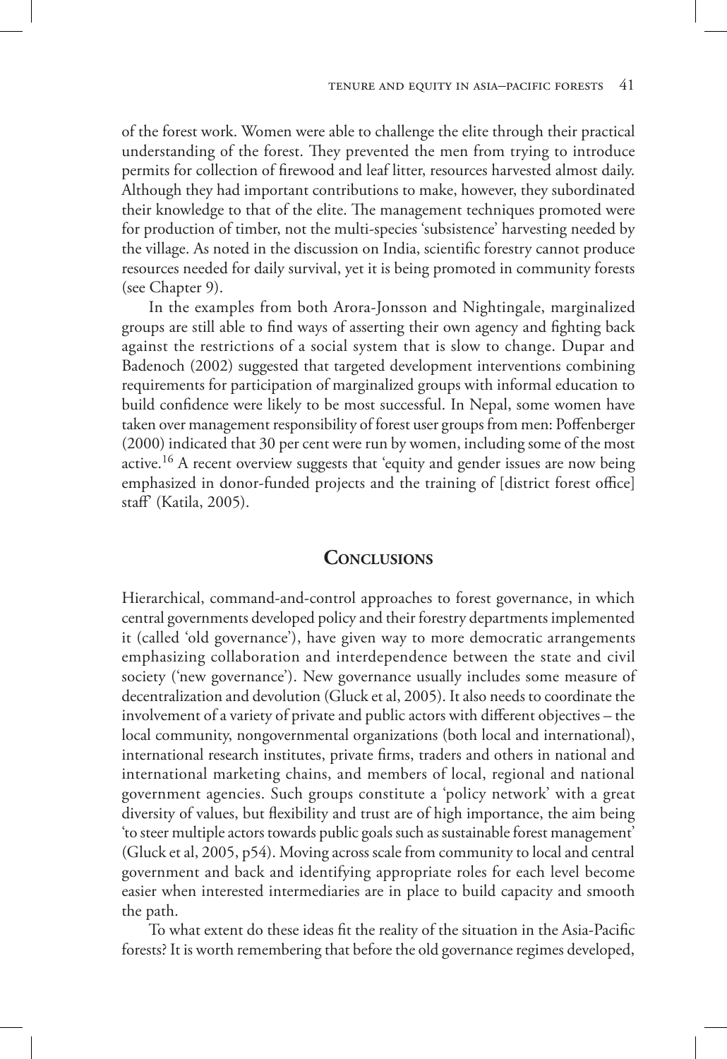of the forest work. Women were able to challenge the elite through their practical understanding of the forest. They prevented the men from trying to introduce permits for collection of firewood and leaf litter, resources harvested almost daily. Although they had important contributions to make, however, they subordinated their knowledge to that of the elite. The management techniques promoted were for production of timber, not the multi-species 'subsistence' harvesting needed by the village. As noted in the discussion on India, scientific forestry cannot produce resources needed for daily survival, yet it is being promoted in community forests (see Chapter 9).

In the examples from both Arora-Jonsson and Nightingale, marginalized groups are still able to find ways of asserting their own agency and fighting back against the restrictions of a social system that is slow to change. Dupar and Badenoch (2002) suggested that targeted development interventions combining requirements for participation of marginalized groups with informal education to build confidence were likely to be most successful. In Nepal, some women have taken over management responsibility of forest user groups from men: Poffenberger (2000) indicated that 30 per cent were run by women, including some of the most active.[16] A recent overview suggests that 'equity and gender issues are now being emphasized in donor-funded projects and the training of [district forest office] staff' (Katila, 2005).

## Conclusions

Hierarchical, command-and-control approaches to forest governance, in which central governments developed policy and their forestry departments implemented it (called 'old governance'), have given way to more democratic arrangements emphasizing collaboration and interdependence between the state and civil society ('new governance'). New governance usually includes some measure of decentralization and devolution (Gluck et al, 2005). It also needs to coordinate the involvement of a variety of private and public actors with different objectives – the local community, nongovernmental organizations (both local and international), international research institutes, private firms, traders and others in national and international marketing chains, and members of local, regional and national government agencies. Such groups constitute a 'policy network' with a great diversity of values, but flexibility and trust are of high importance, the aim being 'to steer multiple actors towards public goals such as sustainable forest management' (Gluck et al, 2005, p54). Moving across scale from community to local and central government and back and identifying appropriate roles for each level become easier when interested intermediaries are in place to build capacity and smooth the path.

To what extent do these ideas fit the reality of the situation in the Asia-Pacific forests? It is worth remembering that before the old governance regimes developed,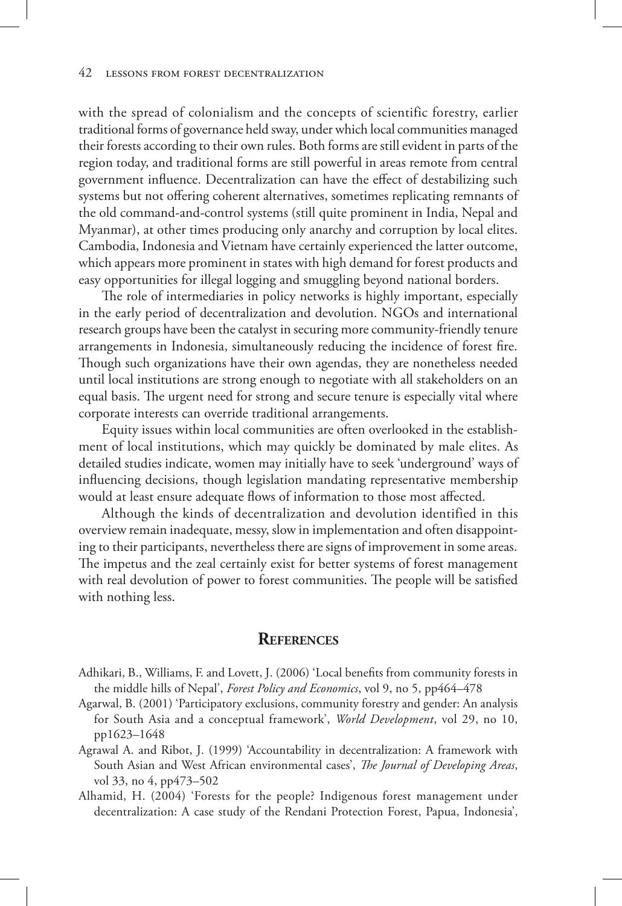with the spread of colonialism and the concepts of scientific forestry, earlier traditional forms of governance held sway, under which local communities managed their forests according to their own rules. Both forms are still evident in parts of the region today, and traditional forms are still powerful in areas remote from central government influence. Decentralization can have the effect of destabilizing such systems but not offering coherent alternatives, sometimes replicating remnants of the old command-and-control systems (still quite prominent in India, Nepal and Myanmar), at other times producing only anarchy and corruption by local elites. Cambodia, Indonesia and Vietnam have certainly experienced the latter outcome, which appears more prominent in states with high demand for forest products and easy opportunities for illegal logging and smuggling beyond national borders.

The role of intermediaries in policy networks is highly important, especially in the early period of decentralization and devolution. NGOs and international research groups have been the catalyst in securing more community-friendly tenure arrangements in Indonesia, simultaneously reducing the incidence of forest fire. Though such organizations have their own agendas, they are nonetheless needed until local institutions are strong enough to negotiate with all stakeholders on an equal basis. The urgent need for strong and secure tenure is especially vital where corporate interests can override traditional arrangements.

Equity issues within local communities are often overlooked in the establishment of local institutions, which may quickly be dominated by male elites. As detailed studies indicate, women may initially have to seek 'underground' ways of influencing decisions, though legislation mandating representative membership would at least ensure adequate flows of information to those most affected.

Although the kinds of decentralization and devolution identified in this overview remain inadequate, messy, slow in implementation and often disappointing to their participants, nevertheless there are signs of improvement in some areas. The impetus and the zeal certainly exist for better systems of forest management with real devolution of power to forest communities. The people will be satisfied with nothing less.

## References

Adhikari, B., Williams, F. and Lovett, J. (2006) 'Local benefits from community forests in the middle hills of Nepal', *Forest Policy and Economics*, vol 9, no 5, pp464–478

Agarwal, B. (2001) 'Participatory exclusions, community forestry and gender: An analysis for South Asia and a conceptual framework', *World Development*, vol 29, no 10, pp1623–1648

Agrawal A. and Ribot, J. (1999) 'Accountability in decentralization: A framework with South Asian and West African environmental cases', *The Journal of Developing Areas*, vol 33, no 4, pp473–502

Alhamid, H. (2004) 'Forests for the people? Indigenous forest management under decentralization: A case study of the Rendani Protection Forest, Papua, Indonesia',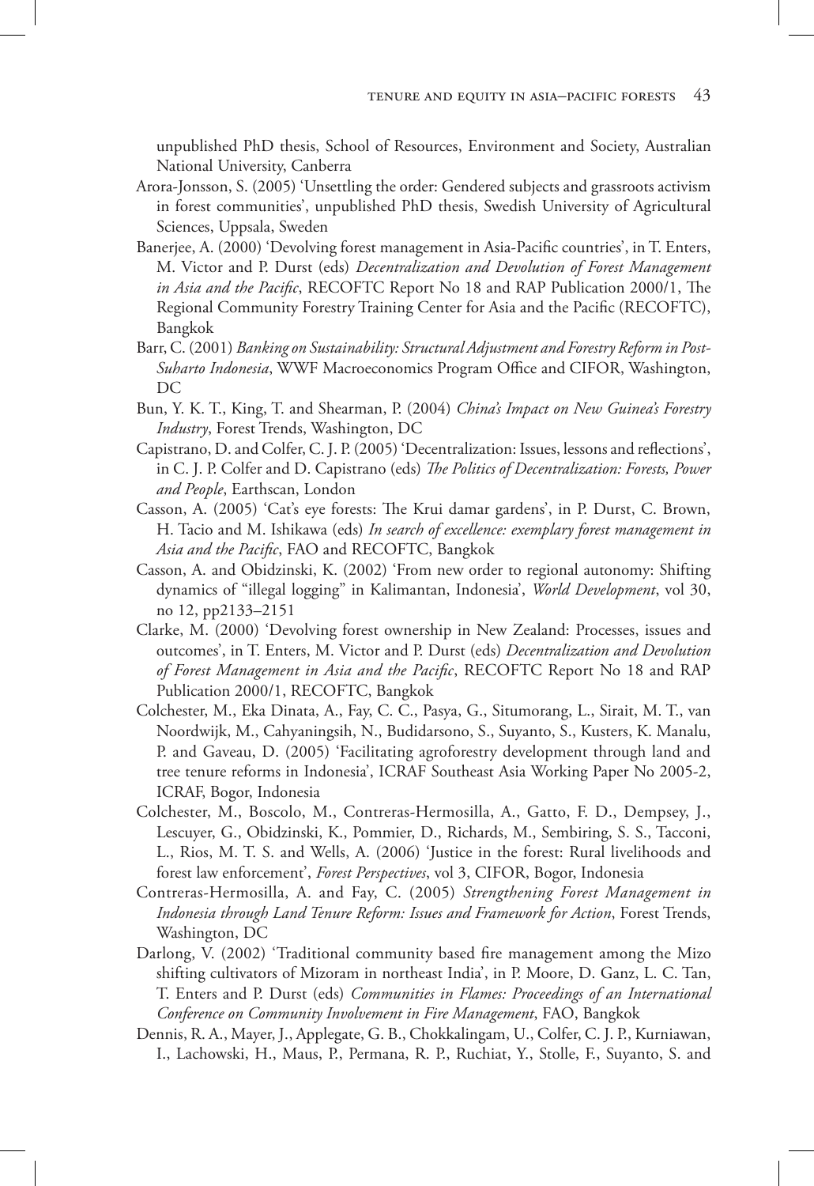unpublished PhD thesis, School of Resources, Environment and Society, Australian National University, Canberra

Arora-Jonsson, S. (2005) 'Unsettling the order: Gendered subjects and grassroots activism in forest communities', unpublished PhD thesis, Swedish University of Agricultural Sciences, Uppsala, Sweden

Banerjee, A. (2000) 'Devolving forest management in Asia-Pacific countries', in T. Enters, M. Victor and P. Durst (eds) *Decentralization and Devolution of Forest Management in Asia and the Pacific*, RECOFTC Report No 18 and RAP Publication 2000/1, The Regional Community Forestry Training Center for Asia and the Pacific (RECOFTC), Bangkok

Barr, C. (2001) *Banking on Sustainability: Structural Adjustment and Forestry Reform in Post-Suharto Indonesia*, WWF Macroeconomics Program Office and CIFOR, Washington, DC

Bun, Y. K. T., King, T. and Shearman, P. (2004) *China's Impact on New Guinea's Forestry Industry*, Forest Trends, Washington, DC

Capistrano, D. and Colfer, C. J. P. (2005) 'Decentralization: Issues, lessons and reflections', in C. J. P. Colfer and D. Capistrano (eds) *The Politics of Decentralization: Forests, Power and People*, Earthscan, London

Casson, A. (2005) 'Cat's eye forests: The Krui damar gardens', in P. Durst, C. Brown, H. Tacio and M. Ishikawa (eds) *In search of excellence: exemplary forest management in Asia and the Pacific*, FAO and RECOFTC, Bangkok

Casson, A. and Obidzinski, K. (2002) 'From new order to regional autonomy: Shifting dynamics of "illegal logging" in Kalimantan, Indonesia', *World Development*, vol 30, no 12, pp2133–2151

Clarke, M. (2000) 'Devolving forest ownership in New Zealand: Processes, issues and outcomes', in T. Enters, M. Victor and P. Durst (eds) *Decentralization and Devolution of Forest Management in Asia and the Pacific*, RECOFTC Report No 18 and RAP Publication 2000/1, RECOFTC, Bangkok

Colchester, M., Eka Dinata, A., Fay, C. C., Pasya, G., Situmorang, L., Sirait, M. T., van Noordwijk, M., Cahyaningsih, N., Budidarsono, S., Suyanto, S., Kusters, K. Manalu, P. and Gaveau, D. (2005) 'Facilitating agroforestry development through land and tree tenure reforms in Indonesia', ICRAF Southeast Asia Working Paper No 2005-2, ICRAF, Bogor, Indonesia

Colchester, M., Boscolo, M., Contreras-Hermosilla, A., Gatto, F. D., Dempsey, J., Lescuyer, G., Obidzinski, K., Pommier, D., Richards, M., Sembiring, S. S., Tacconi, L., Rios, M. T. S. and Wells, A. (2006) 'Justice in the forest: Rural livelihoods and forest law enforcement', *Forest Perspectives*, vol 3, CIFOR, Bogor, Indonesia

Contreras-Hermosilla, A. and Fay, C. (2005) *Strengthening Forest Management in Indonesia through Land Tenure Reform: Issues and Framework for Action*, Forest Trends, Washington, DC

Darlong, V. (2002) 'Traditional community based fire management among the Mizo shifting cultivators of Mizoram in northeast India', in P. Moore, D. Ganz, L. C. Tan, T. Enters and P. Durst (eds) *Communities in Flames: Proceedings of an International Conference on Community Involvement in Fire Management*, FAO, Bangkok

Dennis, R. A., Mayer, J., Applegate, G. B., Chokkalingam, U., Colfer, C. J. P., Kurniawan, I., Lachowski, H., Maus, P., Permana, R. P., Ruchiat, Y., Stolle, F., Suyanto, S. and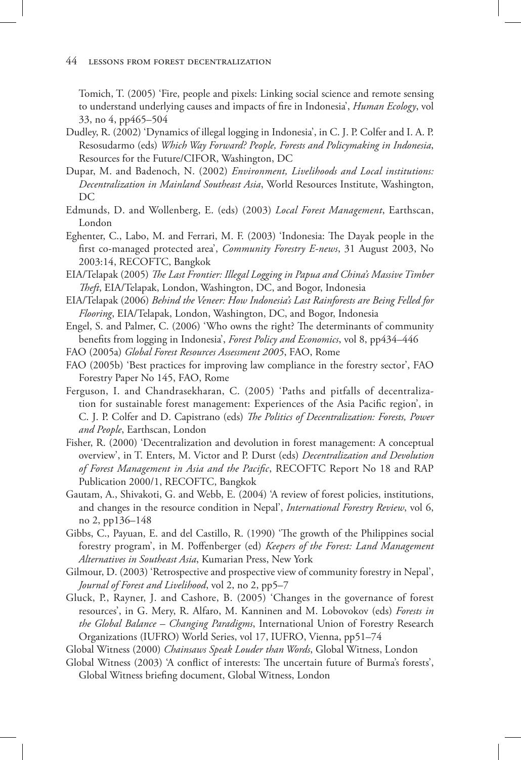Tomich, T. (2005) 'Fire, people and pixels: Linking social science and remote sensing to understand underlying causes and impacts of fire in Indonesia', *Human Ecology*, vol 33, no 4, pp465–504

Dudley, R. (2002) 'Dynamics of illegal logging in Indonesia', in C. J. P. Colfer and I. A. P. Resosudarmo (eds) *Which Way Forward? People, Forests and Policymaking in Indonesia*, Resources for the Future/CIFOR, Washington, DC

Dupar, M. and Badenoch, N. (2002) *Environment, Livelihoods and Local institutions: Decentralization in Mainland Southeast Asia*, World Resources Institute, Washington, DC

Edmunds, D. and Wollenberg, E. (eds) (2003) *Local Forest Management*, Earthscan, London

Eghenter, C., Labo, M. and Ferrari, M. F. (2003) 'Indonesia: The Dayak people in the first co-managed protected area', *Community Forestry E-news*, 31 August 2003, No 2003:14, RECOFTC, Bangkok

EIA/Telapak (2005) *The Last Frontier: Illegal Logging in Papua and China's Massive Timber Theft*, EIA/Telapak, London, Washington, DC, and Bogor, Indonesia

EIA/Telapak (2006) *Behind the Veneer: How Indonesia's Last Rainforests are Being Felled for Flooring*, EIA/Telapak, London, Washington, DC, and Bogor, Indonesia

Engel, S. and Palmer, C. (2006) 'Who owns the right? The determinants of community benefits from logging in Indonesia', *Forest Policy and Economics*, vol 8, pp434–446

FAO (2005a) *Global Forest Resources Assessment 2005*, FAO, Rome

FAO (2005b) 'Best practices for improving law compliance in the forestry sector', FAO Forestry Paper No 145, FAO, Rome

Ferguson, I. and Chandrasekharan, C. (2005) 'Paths and pitfalls of decentralization for sustainable forest management: Experiences of the Asia Pacific region', in C. J. P. Colfer and D. Capistrano (eds) *The Politics of Decentralization: Forests, Power and People*, Earthscan, London

Fisher, R. (2000) 'Decentralization and devolution in forest management: A conceptual overview', in T. Enters, M. Victor and P. Durst (eds) *Decentralization and Devolution of Forest Management in Asia and the Pacific*, RECOFTC Report No 18 and RAP Publication 2000/1, RECOFTC, Bangkok

Gautam, A., Shivakoti, G. and Webb, E. (2004) 'A review of forest policies, institutions, and changes in the resource condition in Nepal', *International Forestry Review*, vol 6, no 2, pp136–148

Gibbs, C., Payuan, E. and del Castillo, R. (1990) 'The growth of the Philippines social forestry program', in M. Poffenberger (ed) *Keepers of the Forest: Land Management Alternatives in Southeast Asia*, Kumarian Press, New York

Gilmour, D. (2003) 'Retrospective and prospective view of community forestry in Nepal', *Journal of Forest and Livelihood*, vol 2, no 2, pp5–7

Gluck, P., Rayner, J. and Cashore, B. (2005) 'Changes in the governance of forest resources', in G. Mery, R. Alfaro, M. Kanninen and M. Lobovokov (eds) *Forests in the Global Balance – Changing Paradigms*, International Union of Forestry Research Organizations (IUFRO) World Series, vol 17, IUFRO, Vienna, pp51–74

Global Witness (2000) *Chainsaws Speak Louder than Words*, Global Witness, London

Global Witness (2003) 'A conflict of interests: The uncertain future of Burma's forests', Global Witness briefing document, Global Witness, London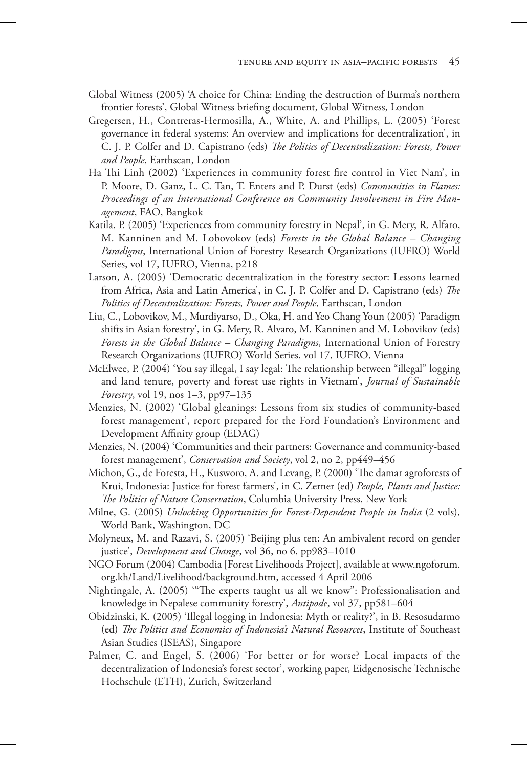Global Witness (2005) 'A choice for China: Ending the destruction of Burma's northern frontier forests', Global Witness briefing document, Global Witness, London

Gregersen, H., Contreras-Hermosilla, A., White, A. and Phillips, L. (2005) 'Forest governance in federal systems: An overview and implications for decentralization', in C. J. P. Colfer and D. Capistrano (eds) *The Politics of Decentralization: Forests, Power and People*, Earthscan, London

Ha Thi Linh (2002) 'Experiences in community forest fire control in Viet Nam', in P. Moore, D. Ganz, L. C. Tan, T. Enters and P. Durst (eds) *Communities in Flames: Proceedings of an International Conference on Community Involvement in Fire Management*, FAO, Bangkok

Katila, P. (2005) 'Experiences from community forestry in Nepal', in G. Mery, R. Alfaro, M. Kanninen and M. Lobovokov (eds) *Forests in the Global Balance – Changing Paradigms*, International Union of Forestry Research Organizations (IUFRO) World Series, vol 17, IUFRO, Vienna, p218

Larson, A. (2005) 'Democratic decentralization in the forestry sector: Lessons learned from Africa, Asia and Latin America', in C. J. P. Colfer and D. Capistrano (eds) *The Politics of Decentralization: Forests, Power and People*, Earthscan, London

Liu, C., Lobovikov, M., Murdiyarso, D., Oka, H. and Yeo Chang Youn (2005) 'Paradigm shifts in Asian forestry', in G. Mery, R. Alvaro, M. Kanninen and M. Lobovikov (eds) *Forests in the Global Balance – Changing Paradigms*, International Union of Forestry Research Organizations (IUFRO) World Series, vol 17, IUFRO, Vienna

McElwee, P. (2004) 'You say illegal, I say legal: The relationship between "illegal" logging and land tenure, poverty and forest use rights in Vietnam', *Journal of Sustainable Forestry*, vol 19, nos 1–3, pp97–135

Menzies, N. (2002) 'Global gleanings: Lessons from six studies of community-based forest management', report prepared for the Ford Foundation's Environment and Development Affinity group (EDAG)

Menzies, N. (2004) 'Communities and their partners: Governance and community-based forest management', *Conservation and Society*, vol 2, no 2, pp449–456

Michon, G., de Foresta, H., Kusworo, A. and Levang, P. (2000) 'The damar agroforests of Krui, Indonesia: Justice for forest farmers', in C. Zerner (ed) *People, Plants and Justice: The Politics of Nature Conservation*, Columbia University Press, New York

Milne, G. (2005) *Unlocking Opportunities for Forest-Dependent People in India* (2 vols), World Bank, Washington, DC

Molyneux, M. and Razavi, S. (2005) 'Beijing plus ten: An ambivalent record on gender justice', *Development and Change*, vol 36, no 6, pp983–1010

NGO Forum (2004) Cambodia [Forest Livelihoods Project], available at www.ngoforum.org.kh/Land/Livelihood/background.htm, accessed 4 April 2006

Nightingale, A. (2005) '"The experts taught us all we know": Professionalisation and knowledge in Nepalese community forestry', *Antipode*, vol 37, pp581–604

Obidzinski, K. (2005) 'Illegal logging in Indonesia: Myth or reality?', in B. Resosudarmo (ed) *The Politics and Economics of Indonesia's Natural Resources*, Institute of Southeast Asian Studies (ISEAS), Singapore

Palmer, C. and Engel, S. (2006) 'For better or for worse? Local impacts of the decentralization of Indonesia's forest sector', working paper, Eidgenosische Technische Hochschule (ETH), Zurich, Switzerland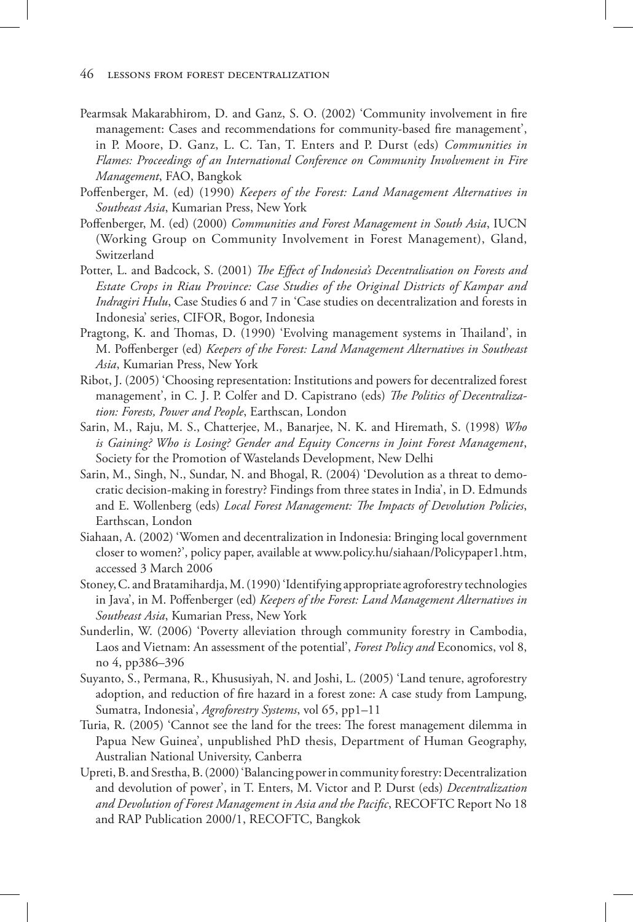Pearmsak Makarabhirom, D. and Ganz, S. O. (2002) 'Community involvement in fire management: Cases and recommendations for community-based fire management', in P. Moore, D. Ganz, L. C. Tan, T. Enters and P. Durst (eds) *Communities in Flames: Proceedings of an International Conference on Community Involvement in Fire Management*, FAO, Bangkok

Poffenberger, M. (ed) (1990) *Keepers of the Forest: Land Management Alternatives in Southeast Asia*, Kumarian Press, New York

Poffenberger, M. (ed) (2000) *Communities and Forest Management in South Asia*, IUCN (Working Group on Community Involvement in Forest Management), Gland, Switzerland

Potter, L. and Badcock, S. (2001) *The Effect of Indonesia's Decentralisation on Forests and Estate Crops in Riau Province: Case Studies of the Original Districts of Kampar and Indragiri Hulu*, Case Studies 6 and 7 in 'Case studies on decentralization and forests in Indonesia' series, CIFOR, Bogor, Indonesia

Pragtong, K. and Thomas, D. (1990) 'Evolving management systems in Thailand', in M. Poffenberger (ed) *Keepers of the Forest: Land Management Alternatives in Southeast Asia*, Kumarian Press, New York

Ribot, J. (2005) 'Choosing representation: Institutions and powers for decentralized forest management', in C. J. P. Colfer and D. Capistrano (eds) *The Politics of Decentralization: Forests, Power and People*, Earthscan, London

Sarin, M., Raju, M. S., Chatterjee, M., Banarjee, N. K. and Hiremath, S. (1998) *Who is Gaining? Who is Losing? Gender and Equity Concerns in Joint Forest Management*, Society for the Promotion of Wastelands Development, New Delhi

Sarin, M., Singh, N., Sundar, N. and Bhogal, R. (2004) 'Devolution as a threat to democratic decision-making in forestry? Findings from three states in India', in D. Edmunds and E. Wollenberg (eds) *Local Forest Management: The Impacts of Devolution Policies*, Earthscan, London

Siahaan, A. (2002) 'Women and decentralization in Indonesia: Bringing local government closer to women?', policy paper, available at www.policy.hu/siahaan/Policypaper1.htm, accessed 3 March 2006

Stoney, C. and Bratamihardja, M. (1990) 'Identifying appropriate agroforestry technologies in Java', in M. Poffenberger (ed) *Keepers of the Forest: Land Management Alternatives in Southeast Asia*, Kumarian Press, New York

Sunderlin, W. (2006) 'Poverty alleviation through community forestry in Cambodia, Laos and Vietnam: An assessment of the potential', *Forest Policy and* Economics, vol 8, no 4, pp386–396

Suyanto, S., Permana, R., Khususiyah, N. and Joshi, L. (2005) 'Land tenure, agroforestry adoption, and reduction of fire hazard in a forest zone: A case study from Lampung, Sumatra, Indonesia', *Agroforestry Systems*, vol 65, pp1–11

Turia, R. (2005) 'Cannot see the land for the trees: The forest management dilemma in Papua New Guinea', unpublished PhD thesis, Department of Human Geography, Australian National University, Canberra

Upreti, B. and Srestha, B. (2000) 'Balancing power in community forestry: Decentralization and devolution of power', in T. Enters, M. Victor and P. Durst (eds) *Decentralization and Devolution of Forest Management in Asia and the Pacific*, RECOFTC Report No 18 and RAP Publication 2000/1, RECOFTC, Bangkok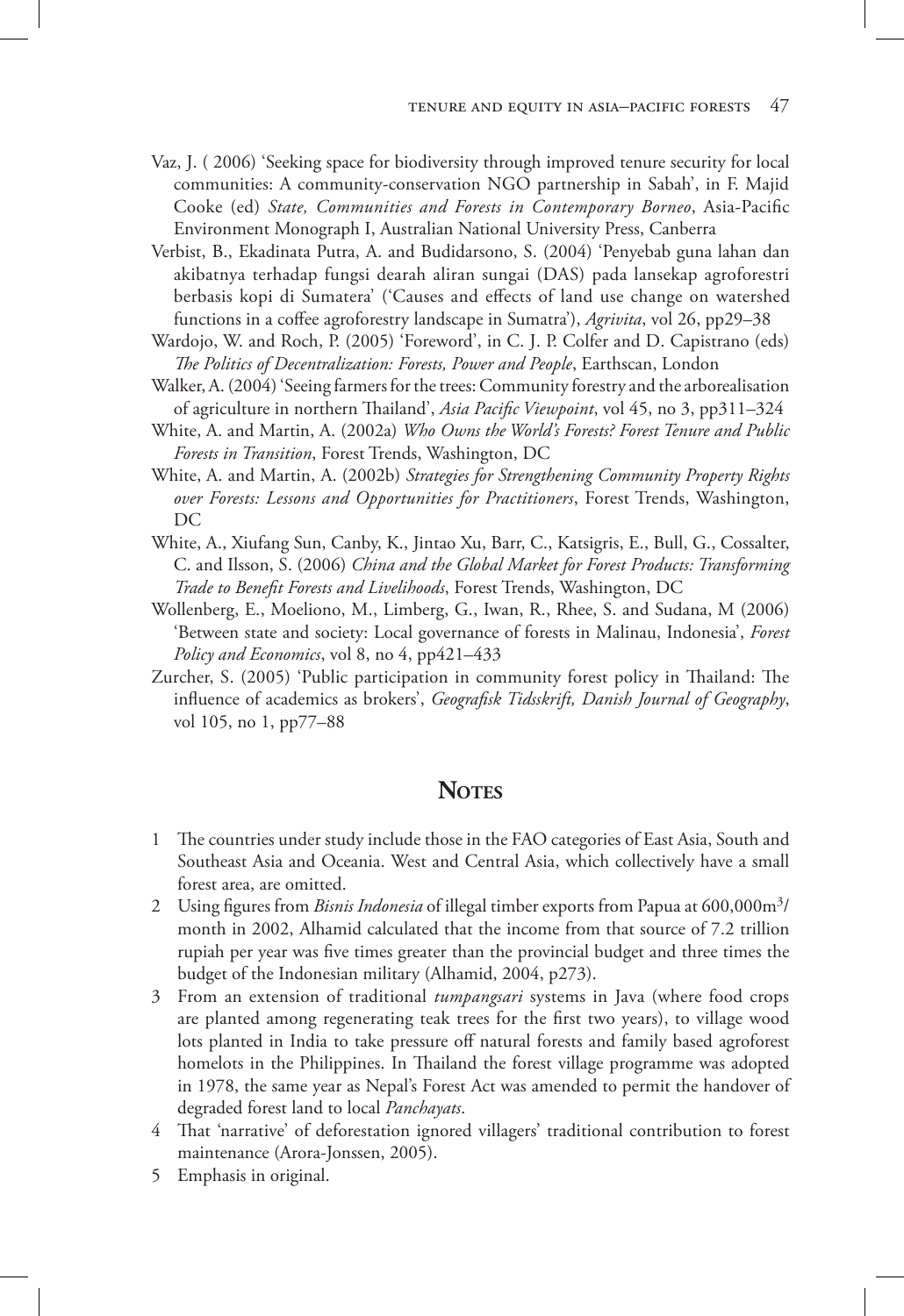Vaz, J. ( 2006) 'Seeking space for biodiversity through improved tenure security for local communities: A community-conservation NGO partnership in Sabah', in F. Majid Cooke (ed) *State, Communities and Forests in Contemporary Borneo*, Asia-Pacific Environment Monograph I, Australian National University Press, Canberra

Verbist, B., Ekadinata Putra, A. and Budidarsono, S. (2004) 'Penyebab guna lahan dan akibatnya terhadap fungsi dearah aliran sungai (DAS) pada lansekap agroforestri berbasis kopi di Sumatera' ('Causes and effects of land use change on watershed functions in a coffee agroforestry landscape in Sumatra'), *Agrivita*, vol 26, pp29–38

Wardojo, W. and Roch, P. (2005) 'Foreword', in C. J. P. Colfer and D. Capistrano (eds) *The Politics of Decentralization: Forests, Power and People*, Earthscan, London

Walker, A. (2004) 'Seeing farmers for the trees: Community forestry and the arborealisation of agriculture in northern Thailand', *Asia Pacific Viewpoint*, vol 45, no 3, pp311–324

White, A. and Martin, A. (2002a) *Who Owns the World's Forests? Forest Tenure and Public Forests in Transition*, Forest Trends, Washington, DC

White, A. and Martin, A. (2002b) *Strategies for Strengthening Community Property Rights over Forests: Lessons and Opportunities for Practitioners*, Forest Trends, Washington, DC

White, A., Xiufang Sun, Canby, K., Jintao Xu, Barr, C., Katsigris, E., Bull, G., Cossalter, C. and Ilsson, S. (2006) *China and the Global Market for Forest Products: Transforming Trade to Benefit Forests and Livelihoods*, Forest Trends, Washington, DC

Wollenberg, E., Moeliono, M., Limberg, G., Iwan, R., Rhee, S. and Sudana, M (2006) 'Between state and society: Local governance of forests in Malinau, Indonesia', *Forest Policy and Economics*, vol 8, no 4, pp421–433

Zurcher, S. (2005) 'Public participation in community forest policy in Thailand: The influence of academics as brokers', *Geografisk Tidsskrift, Danish Journal of Geography*, vol 105, no 1, pp77–88

## Notes

1 The countries under study include those in the FAO categories of East Asia, South and Southeast Asia and Oceania. West and Central Asia, which collectively have a small forest area, are omitted.

2 Using figures from *Bisnis Indonesia* of illegal timber exports from Papua at 600,000m$^3$/month in 2002, Alhamid calculated that the income from that source of 7.2 trillion rupiah per year was five times greater than the provincial budget and three times the budget of the Indonesian military (Alhamid, 2004, p273).

3 From an extension of traditional *tumpangsari* systems in Java (where food crops are planted among regenerating teak trees for the first two years), to village wood lots planted in India to take pressure off natural forests and family based agroforest homelots in the Philippines. In Thailand the forest village programme was adopted in 1978, the same year as Nepal's Forest Act was amended to permit the handover of degraded forest land to local *Panchayats*.

4 That 'narrative' of deforestation ignored villagers' traditional contribution to forest maintenance (Arora-Jonssen, 2005).

5 Emphasis in original.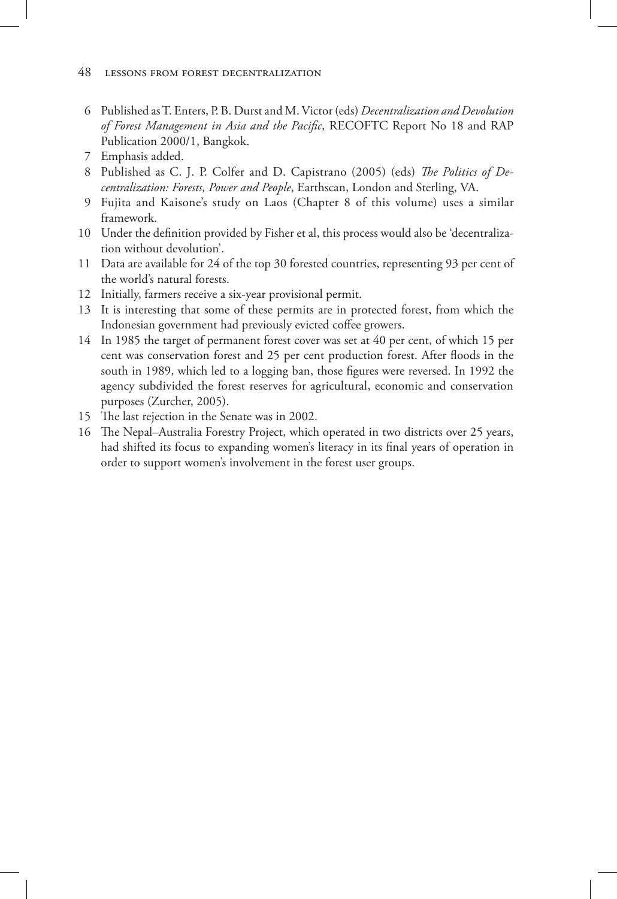6 Published as T. Enters, P. B. Durst and M. Victor (eds) *Decentralization and Devolution of Forest Management in Asia and the Pacific*, RECOFTC Report No 18 and RAP Publication 2000/1, Bangkok.

7 Emphasis added.

8 Published as C. J. P. Colfer and D. Capistrano (2005) (eds) *The Politics of Decentralization: Forests, Power and People*, Earthscan, London and Sterling, VA.

9 Fujita and Kaisone's study on Laos (Chapter 8 of this volume) uses a similar framework.

10 Under the definition provided by Fisher et al, this process would also be 'decentralization without devolution'.

11 Data are available for 24 of the top 30 forested countries, representing 93 per cent of the world's natural forests.

12 Initially, farmers receive a six-year provisional permit.

13 It is interesting that some of these permits are in protected forest, from which the Indonesian government had previously evicted coffee growers.

14 In 1985 the target of permanent forest cover was set at 40 per cent, of which 15 per cent was conservation forest and 25 per cent production forest. After floods in the south in 1989, which led to a logging ban, those figures were reversed. In 1992 the agency subdivided the forest reserves for agricultural, economic and conservation purposes (Zurcher, 2005).

15 The last rejection in the Senate was in 2002.

16 The Nepal–Australia Forestry Project, which operated in two districts over 25 years, had shifted its focus to expanding women's literacy in its final years of operation in order to support women's involvement in the forest user groups.